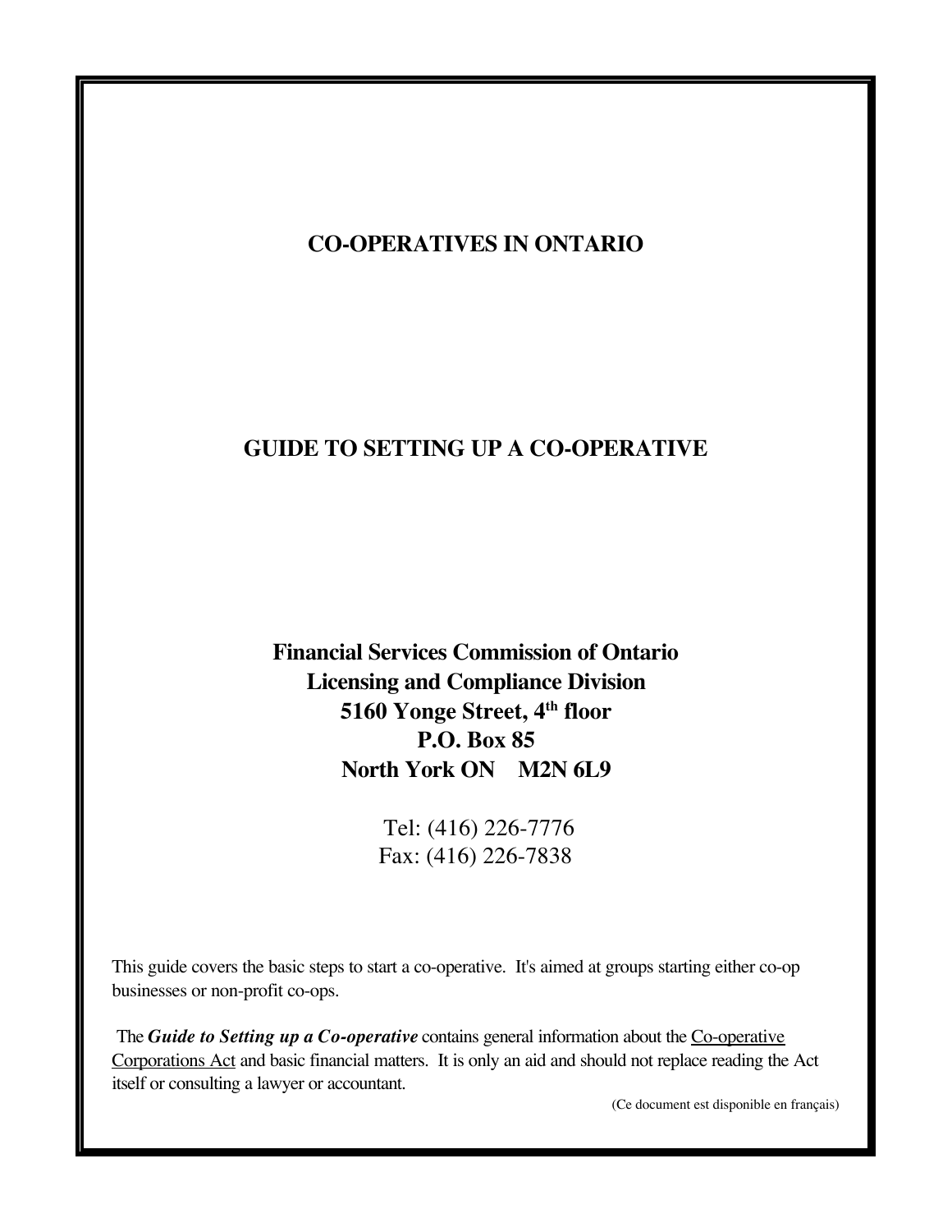# CO-OPERATIVES IN ONTARIO

## GUIDE TO SETTING UP A CO-OPERATIVE

**Financial Services Commission of Ontario**
**Licensing and Compliance Division**
**5160 Yonge Street, 4th floor**
**P.O. Box 85**
**North York ON M2N 6L9**

Tel: (416) 226-7776
Fax: (416) 226-7838

This guide covers the basic steps to start a co-operative. It's aimed at groups starting either co-op businesses or non-profit co-ops.

The ***Guide to Setting up a Co-operative*** contains general information about the Co-operative Corporations Act and basic financial matters. It is only an aid and should not replace reading the Act itself or consulting a lawyer or accountant.

(Ce document est disponible en français)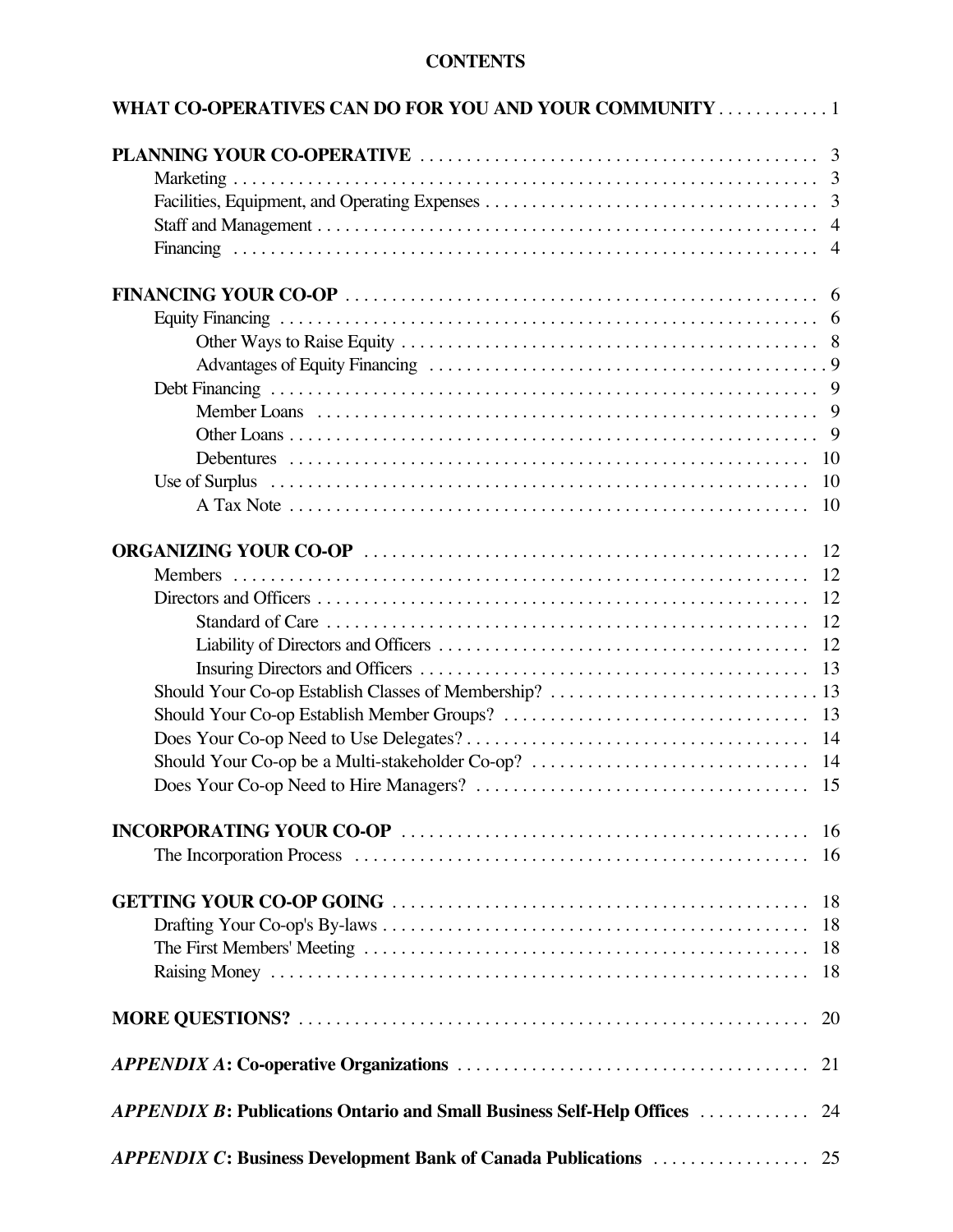## CONTENTS

**WHAT CO-OPERATIVES CAN DO FOR YOU AND YOUR COMMUNITY** . . . . . . . . . . . . 1

**PLANNING YOUR CO-OPERATIVE** . . . . . . . . . . . . 3
- Marketing . . . . . . . . . . . . 3
- Facilities, Equipment, and Operating Expenses . . . . . . . . . . . . 3
- Staff and Management . . . . . . . . . . . . 4
- Financing . . . . . . . . . . . . 4

**FINANCING YOUR CO-OP** . . . . . . . . . . . . 6
- Equity Financing . . . . . . . . . . . . 6
  - Other Ways to Raise Equity . . . . . . . . . . . . 8
  - Advantages of Equity Financing . . . . . . . . . . . . 9
- Debt Financing . . . . . . . . . . . . 9
  - Member Loans . . . . . . . . . . . . 9
  - Other Loans . . . . . . . . . . . . 9
  - Debentures . . . . . . . . . . . . 10
- Use of Surplus . . . . . . . . . . . . 10
  - A Tax Note . . . . . . . . . . . . 10

**ORGANIZING YOUR CO-OP** . . . . . . . . . . . . 12
- Members . . . . . . . . . . . . 12
- Directors and Officers . . . . . . . . . . . . 12
  - Standard of Care . . . . . . . . . . . . 12
  - Liability of Directors and Officers . . . . . . . . . . . . 12
  - Insuring Directors and Officers . . . . . . . . . . . . 13
- Should Your Co-op Establish Classes of Membership? . . . . . . . . . . . . 13
- Should Your Co-op Establish Member Groups? . . . . . . . . . . . . 13
- Does Your Co-op Need to Use Delegates? . . . . . . . . . . . . 14
- Should Your Co-op be a Multi-stakeholder Co-op? . . . . . . . . . . . . 14
- Does Your Co-op Need to Hire Managers? . . . . . . . . . . . . 15

**INCORPORATING YOUR CO-OP** . . . . . . . . . . . . 16
- The Incorporation Process . . . . . . . . . . . . 16

**GETTING YOUR CO-OP GOING** . . . . . . . . . . . . 18
- Drafting Your Co-op's By-laws . . . . . . . . . . . . 18
- The First Members' Meeting . . . . . . . . . . . . 18
- Raising Money . . . . . . . . . . . . 18

**MORE QUESTIONS?** . . . . . . . . . . . . 20

***APPENDIX A*: Co-operative Organizations** . . . . . . . . . . . . 21

***APPENDIX B*: Publications Ontario and Small Business Self-Help Offices** . . . . . . . . . . . . 24

***APPENDIX C*: Business Development Bank of Canada Publications** . . . . . . . . . . . . 25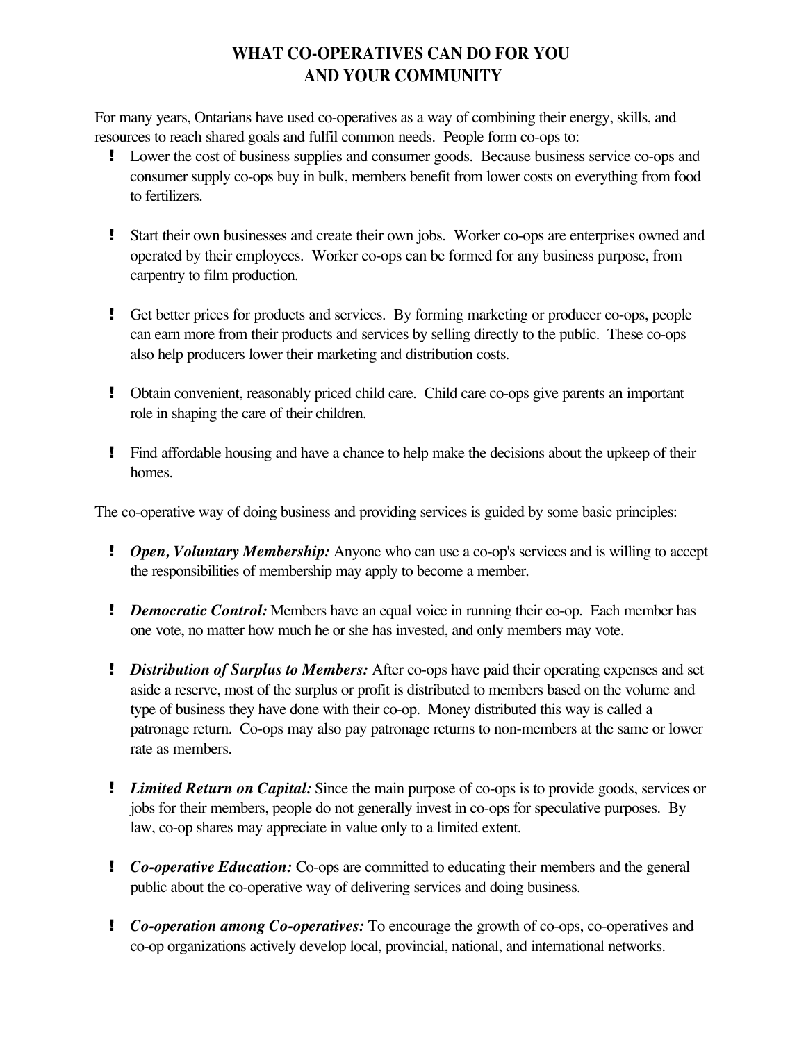# WHAT CO-OPERATIVES CAN DO FOR YOU AND YOUR COMMUNITY

For many years, Ontarians have used co-operatives as a way of combining their energy, skills, and resources to reach shared goals and fulfil common needs. People form co-ops to:

- Lower the cost of business supplies and consumer goods. Because business service co-ops and consumer supply co-ops buy in bulk, members benefit from lower costs on everything from food to fertilizers.
- Start their own businesses and create their own jobs. Worker co-ops are enterprises owned and operated by their employees. Worker co-ops can be formed for any business purpose, from carpentry to film production.
- Get better prices for products and services. By forming marketing or producer co-ops, people can earn more from their products and services by selling directly to the public. These co-ops also help producers lower their marketing and distribution costs.
- Obtain convenient, reasonably priced child care. Child care co-ops give parents an important role in shaping the care of their children.
- Find affordable housing and have a chance to help make the decisions about the upkeep of their homes.

The co-operative way of doing business and providing services is guided by some basic principles:

- ***Open, Voluntary Membership:*** Anyone who can use a co-op's services and is willing to accept the responsibilities of membership may apply to become a member.
- ***Democratic Control:*** Members have an equal voice in running their co-op. Each member has one vote, no matter how much he or she has invested, and only members may vote.
- ***Distribution of Surplus to Members:*** After co-ops have paid their operating expenses and set aside a reserve, most of the surplus or profit is distributed to members based on the volume and type of business they have done with their co-op. Money distributed this way is called a patronage return. Co-ops may also pay patronage returns to non-members at the same or lower rate as members.
- ***Limited Return on Capital:*** Since the main purpose of co-ops is to provide goods, services or jobs for their members, people do not generally invest in co-ops for speculative purposes. By law, co-op shares may appreciate in value only to a limited extent.
- ***Co-operative Education:*** Co-ops are committed to educating their members and the general public about the co-operative way of delivering services and doing business.
- ***Co-operation among Co-operatives:*** To encourage the growth of co-ops, co-operatives and co-op organizations actively develop local, provincial, national, and international networks.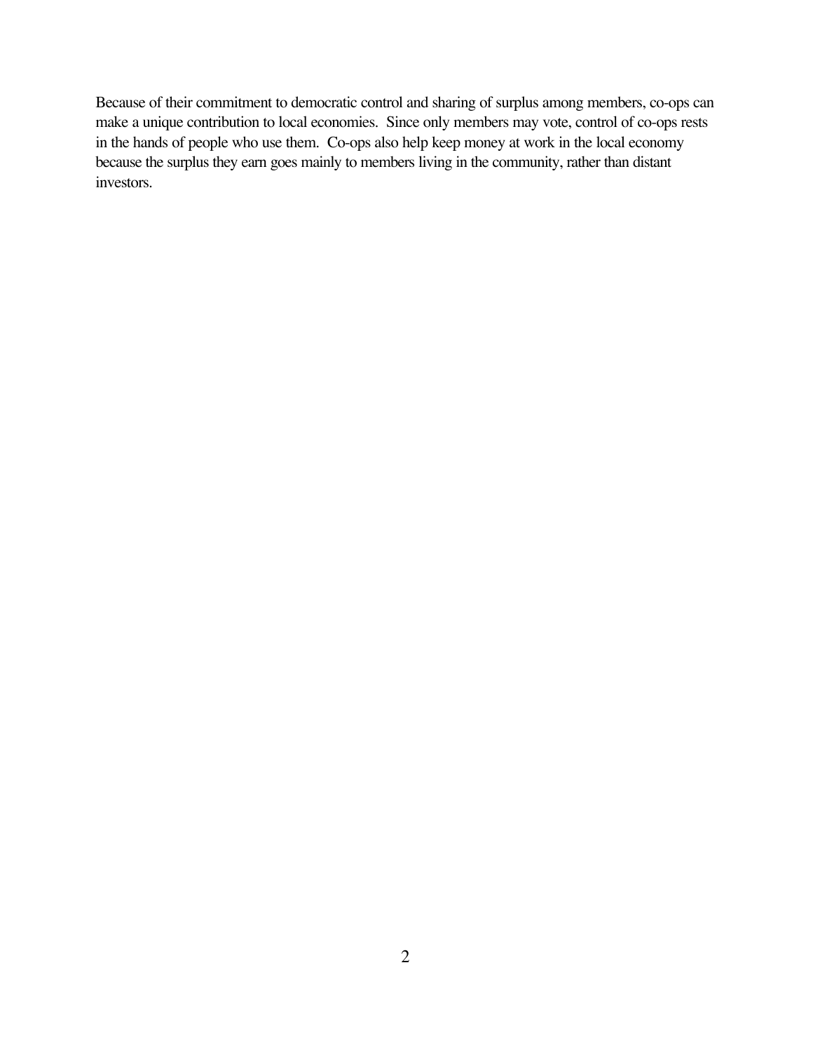Because of their commitment to democratic control and sharing of surplus among members, co-ops can make a unique contribution to local economies. Since only members may vote, control of co-ops rests in the hands of people who use them. Co-ops also help keep money at work in the local economy because the surplus they earn goes mainly to members living in the community, rather than distant investors.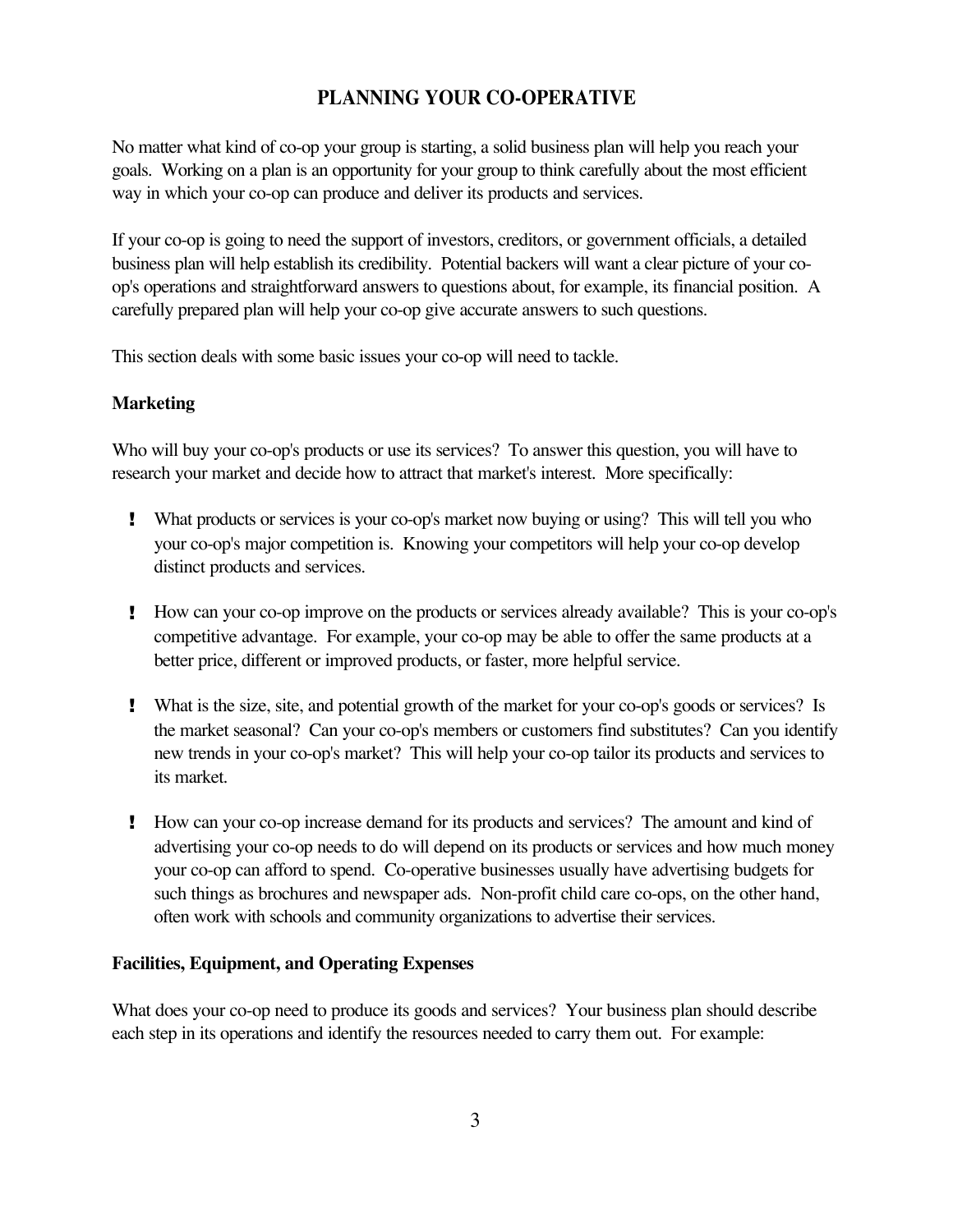# PLANNING YOUR CO-OPERATIVE

No matter what kind of co-op your group is starting, a solid business plan will help you reach your goals. Working on a plan is an opportunity for your group to think carefully about the most efficient way in which your co-op can produce and deliver its products and services.

If your co-op is going to need the support of investors, creditors, or government officials, a detailed business plan will help establish its credibility. Potential backers will want a clear picture of your co-op's operations and straightforward answers to questions about, for example, its financial position. A carefully prepared plan will help your co-op give accurate answers to such questions.

This section deals with some basic issues your co-op will need to tackle.

## Marketing

Who will buy your co-op's products or use its services? To answer this question, you will have to research your market and decide how to attract that market's interest. More specifically:

- What products or services is your co-op's market now buying or using? This will tell you who your co-op's major competition is. Knowing your competitors will help your co-op develop distinct products and services.

- How can your co-op improve on the products or services already available? This is your co-op's competitive advantage. For example, your co-op may be able to offer the same products at a better price, different or improved products, or faster, more helpful service.

- What is the size, site, and potential growth of the market for your co-op's goods or services? Is the market seasonal? Can your co-op's members or customers find substitutes? Can you identify new trends in your co-op's market? This will help your co-op tailor its products and services to its market.

- How can your co-op increase demand for its products and services? The amount and kind of advertising your co-op needs to do will depend on its products or services and how much money your co-op can afford to spend. Co-operative businesses usually have advertising budgets for such things as brochures and newspaper ads. Non-profit child care co-ops, on the other hand, often work with schools and community organizations to advertise their services.

## Facilities, Equipment, and Operating Expenses

What does your co-op need to produce its goods and services? Your business plan should describe each step in its operations and identify the resources needed to carry them out. For example: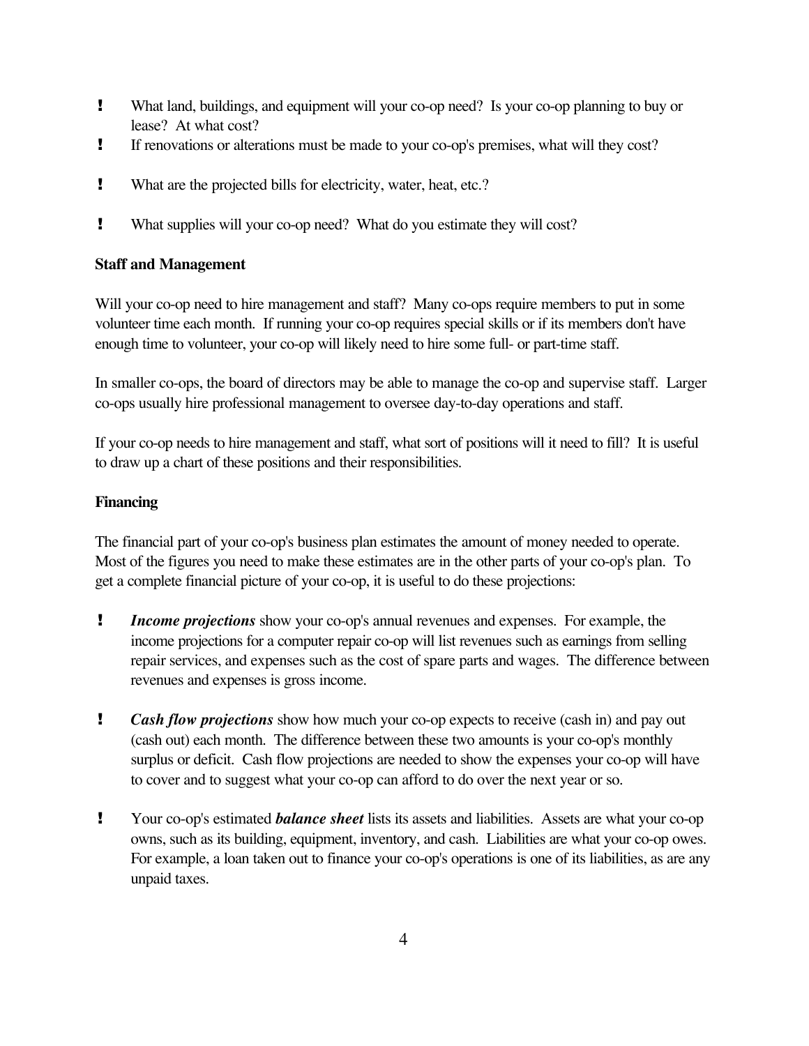- What land, buildings, and equipment will your co-op need? Is your co-op planning to buy or lease? At what cost?
- If renovations or alterations must be made to your co-op's premises, what will they cost?
- What are the projected bills for electricity, water, heat, etc.?
- What supplies will your co-op need? What do you estimate they will cost?

**Staff and Management**

Will your co-op need to hire management and staff? Many co-ops require members to put in some volunteer time each month. If running your co-op requires special skills or if its members don't have enough time to volunteer, your co-op will likely need to hire some full- or part-time staff.

In smaller co-ops, the board of directors may be able to manage the co-op and supervise staff. Larger co-ops usually hire professional management to oversee day-to-day operations and staff.

If your co-op needs to hire management and staff, what sort of positions will it need to fill? It is useful to draw up a chart of these positions and their responsibilities.

**Financing**

The financial part of your co-op's business plan estimates the amount of money needed to operate. Most of the figures you need to make these estimates are in the other parts of your co-op's plan. To get a complete financial picture of your co-op, it is useful to do these projections:

- ***Income projections*** show your co-op's annual revenues and expenses. For example, the income projections for a computer repair co-op will list revenues such as earnings from selling repair services, and expenses such as the cost of spare parts and wages. The difference between revenues and expenses is gross income.

- ***Cash flow projections*** show how much your co-op expects to receive (cash in) and pay out (cash out) each month. The difference between these two amounts is your co-op's monthly surplus or deficit. Cash flow projections are needed to show the expenses your co-op will have to cover and to suggest what your co-op can afford to do over the next year or so.

- Your co-op's estimated ***balance sheet*** lists its assets and liabilities. Assets are what your co-op owns, such as its building, equipment, inventory, and cash. Liabilities are what your co-op owes. For example, a loan taken out to finance your co-op's operations is one of its liabilities, as are any unpaid taxes.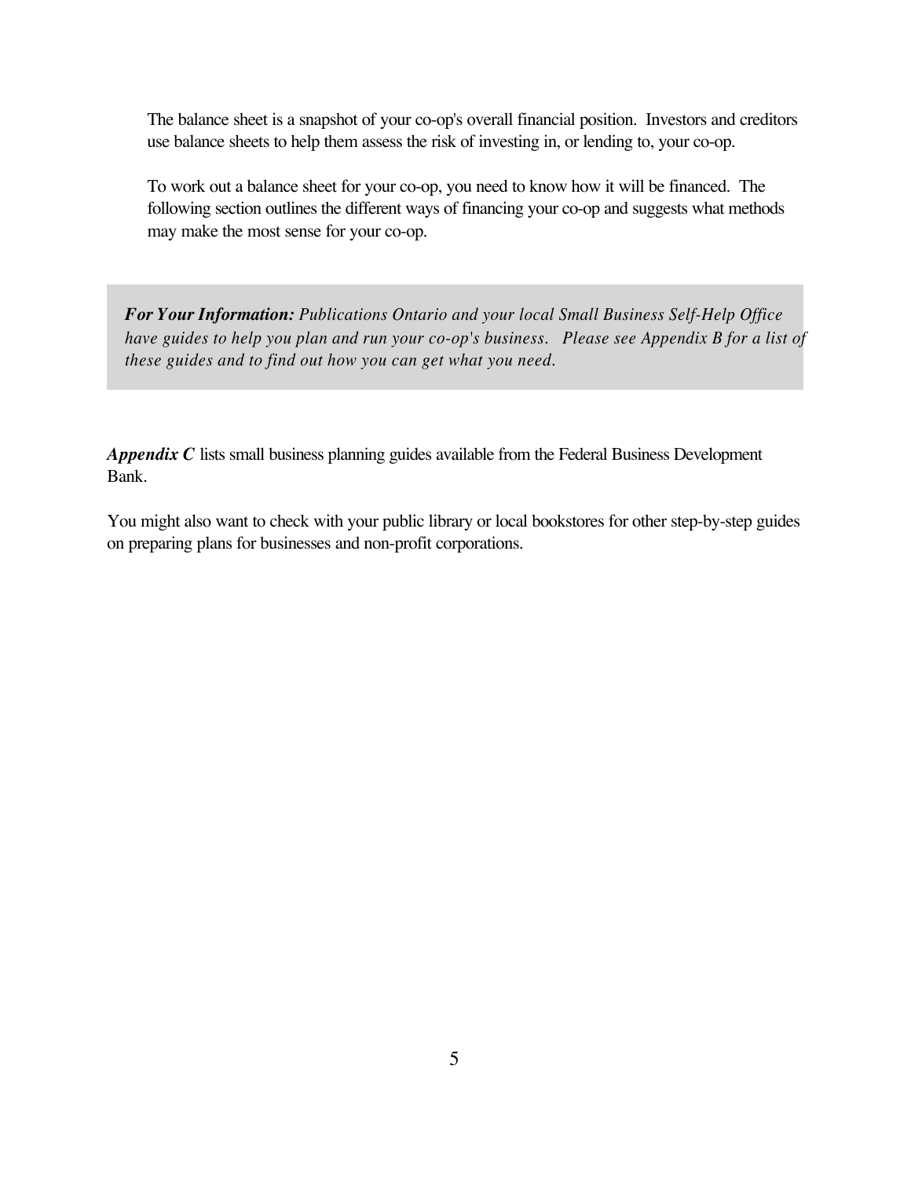The balance sheet is a snapshot of your co-op's overall financial position. Investors and creditors use balance sheets to help them assess the risk of investing in, or lending to, your co-op.

To work out a balance sheet for your co-op, you need to know how it will be financed. The following section outlines the different ways of financing your co-op and suggests what methods may make the most sense for your co-op.

> ***For Your Information:*** *Publications Ontario and your local Small Business Self-Help Office have guides to help you plan and run your co-op's business. Please see Appendix B for a list of these guides and to find out how you can get what you need.*

***Appendix C*** lists small business planning guides available from the Federal Business Development Bank.

You might also want to check with your public library or local bookstores for other step-by-step guides on preparing plans for businesses and non-profit corporations.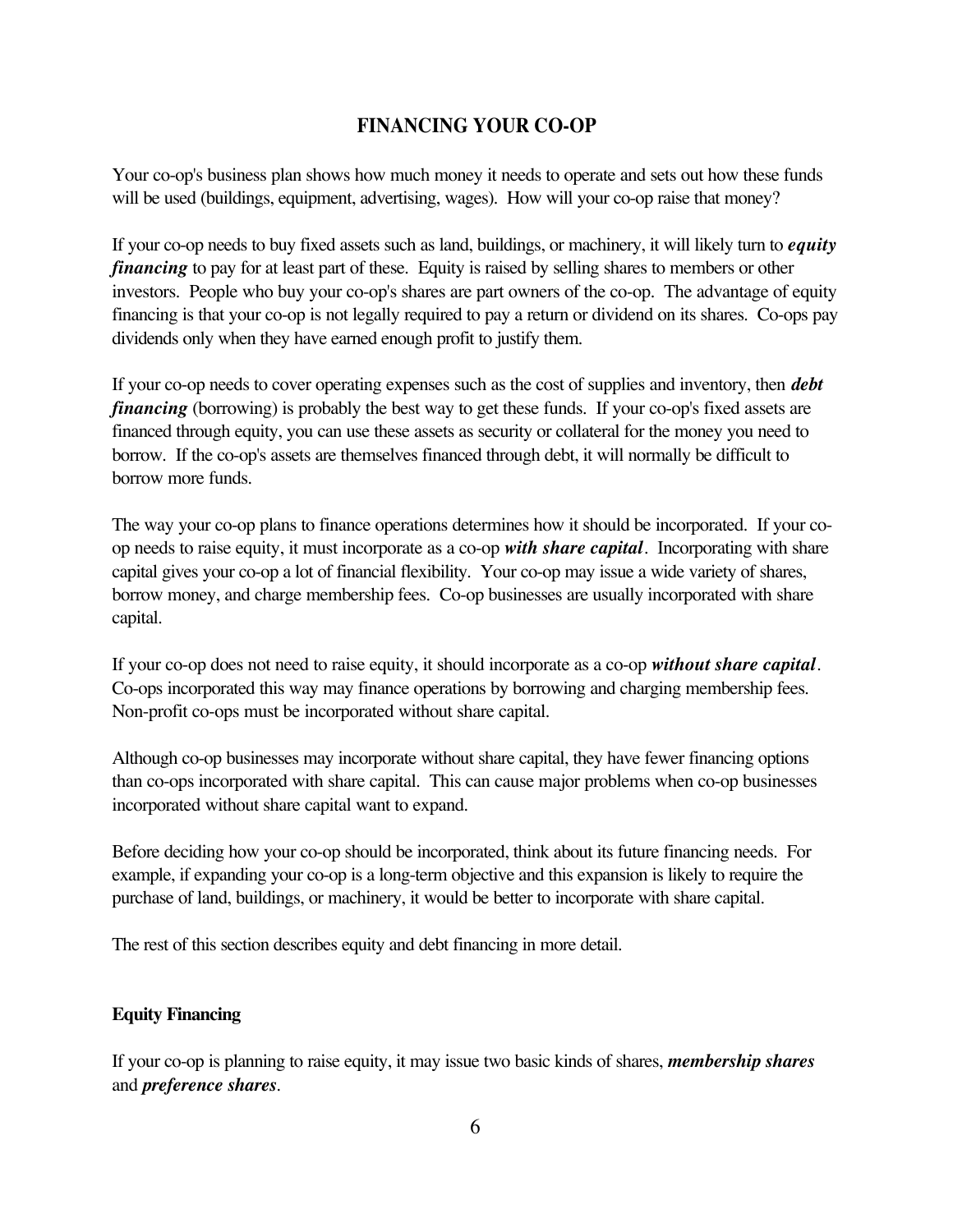## FINANCING YOUR CO-OP

Your co-op's business plan shows how much money it needs to operate and sets out how these funds will be used (buildings, equipment, advertising, wages). How will your co-op raise that money?

If your co-op needs to buy fixed assets such as land, buildings, or machinery, it will likely turn to ***equity financing*** to pay for at least part of these. Equity is raised by selling shares to members or other investors. People who buy your co-op's shares are part owners of the co-op. The advantage of equity financing is that your co-op is not legally required to pay a return or dividend on its shares. Co-ops pay dividends only when they have earned enough profit to justify them.

If your co-op needs to cover operating expenses such as the cost of supplies and inventory, then ***debt financing*** (borrowing) is probably the best way to get these funds. If your co-op's fixed assets are financed through equity, you can use these assets as security or collateral for the money you need to borrow. If the co-op's assets are themselves financed through debt, it will normally be difficult to borrow more funds.

The way your co-op plans to finance operations determines how it should be incorporated. If your co-op needs to raise equity, it must incorporate as a co-op ***with share capital***. Incorporating with share capital gives your co-op a lot of financial flexibility. Your co-op may issue a wide variety of shares, borrow money, and charge membership fees. Co-op businesses are usually incorporated with share capital.

If your co-op does not need to raise equity, it should incorporate as a co-op ***without share capital***. Co-ops incorporated this way may finance operations by borrowing and charging membership fees. Non-profit co-ops must be incorporated without share capital.

Although co-op businesses may incorporate without share capital, they have fewer financing options than co-ops incorporated with share capital. This can cause major problems when co-op businesses incorporated without share capital want to expand.

Before deciding how your co-op should be incorporated, think about its future financing needs. For example, if expanding your co-op is a long-term objective and this expansion is likely to require the purchase of land, buildings, or machinery, it would be better to incorporate with share capital.

The rest of this section describes equity and debt financing in more detail.

### Equity Financing

If your co-op is planning to raise equity, it may issue two basic kinds of shares, ***membership shares*** and ***preference shares***.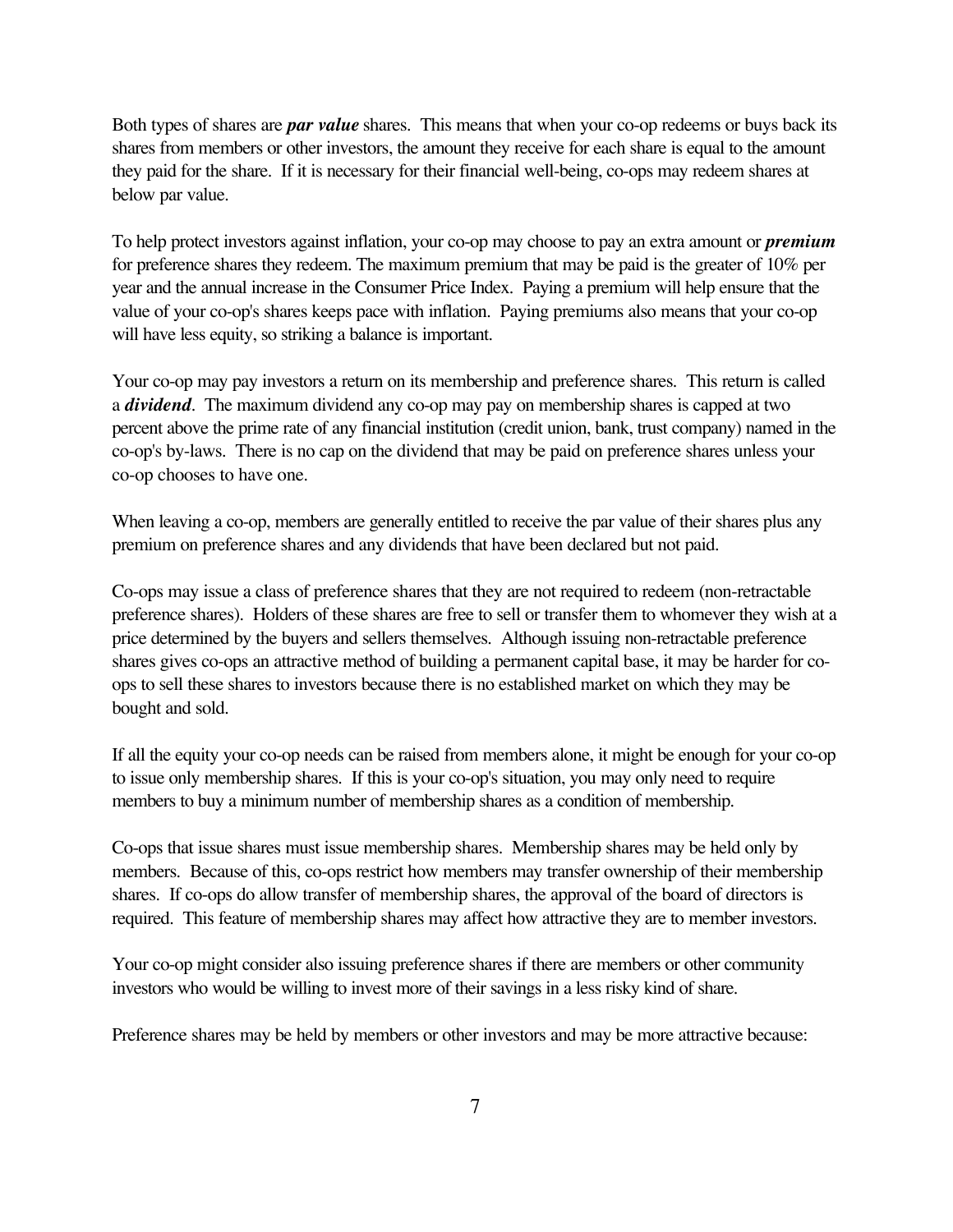Both types of shares are ***par value*** shares. This means that when your co-op redeems or buys back its shares from members or other investors, the amount they receive for each share is equal to the amount they paid for the share. If it is necessary for their financial well-being, co-ops may redeem shares at below par value.

To help protect investors against inflation, your co-op may choose to pay an extra amount or ***premium*** for preference shares they redeem. The maximum premium that may be paid is the greater of 10% per year and the annual increase in the Consumer Price Index. Paying a premium will help ensure that the value of your co-op's shares keeps pace with inflation. Paying premiums also means that your co-op will have less equity, so striking a balance is important.

Your co-op may pay investors a return on its membership and preference shares. This return is called a ***dividend***. The maximum dividend any co-op may pay on membership shares is capped at two percent above the prime rate of any financial institution (credit union, bank, trust company) named in the co-op's by-laws. There is no cap on the dividend that may be paid on preference shares unless your co-op chooses to have one.

When leaving a co-op, members are generally entitled to receive the par value of their shares plus any premium on preference shares and any dividends that have been declared but not paid.

Co-ops may issue a class of preference shares that they are not required to redeem (non-retractable preference shares). Holders of these shares are free to sell or transfer them to whomever they wish at a price determined by the buyers and sellers themselves. Although issuing non-retractable preference shares gives co-ops an attractive method of building a permanent capital base, it may be harder for co-ops to sell these shares to investors because there is no established market on which they may be bought and sold.

If all the equity your co-op needs can be raised from members alone, it might be enough for your co-op to issue only membership shares. If this is your co-op's situation, you may only need to require members to buy a minimum number of membership shares as a condition of membership.

Co-ops that issue shares must issue membership shares. Membership shares may be held only by members. Because of this, co-ops restrict how members may transfer ownership of their membership shares. If co-ops do allow transfer of membership shares, the approval of the board of directors is required. This feature of membership shares may affect how attractive they are to member investors.

Your co-op might consider also issuing preference shares if there are members or other community investors who would be willing to invest more of their savings in a less risky kind of share.

Preference shares may be held by members or other investors and may be more attractive because: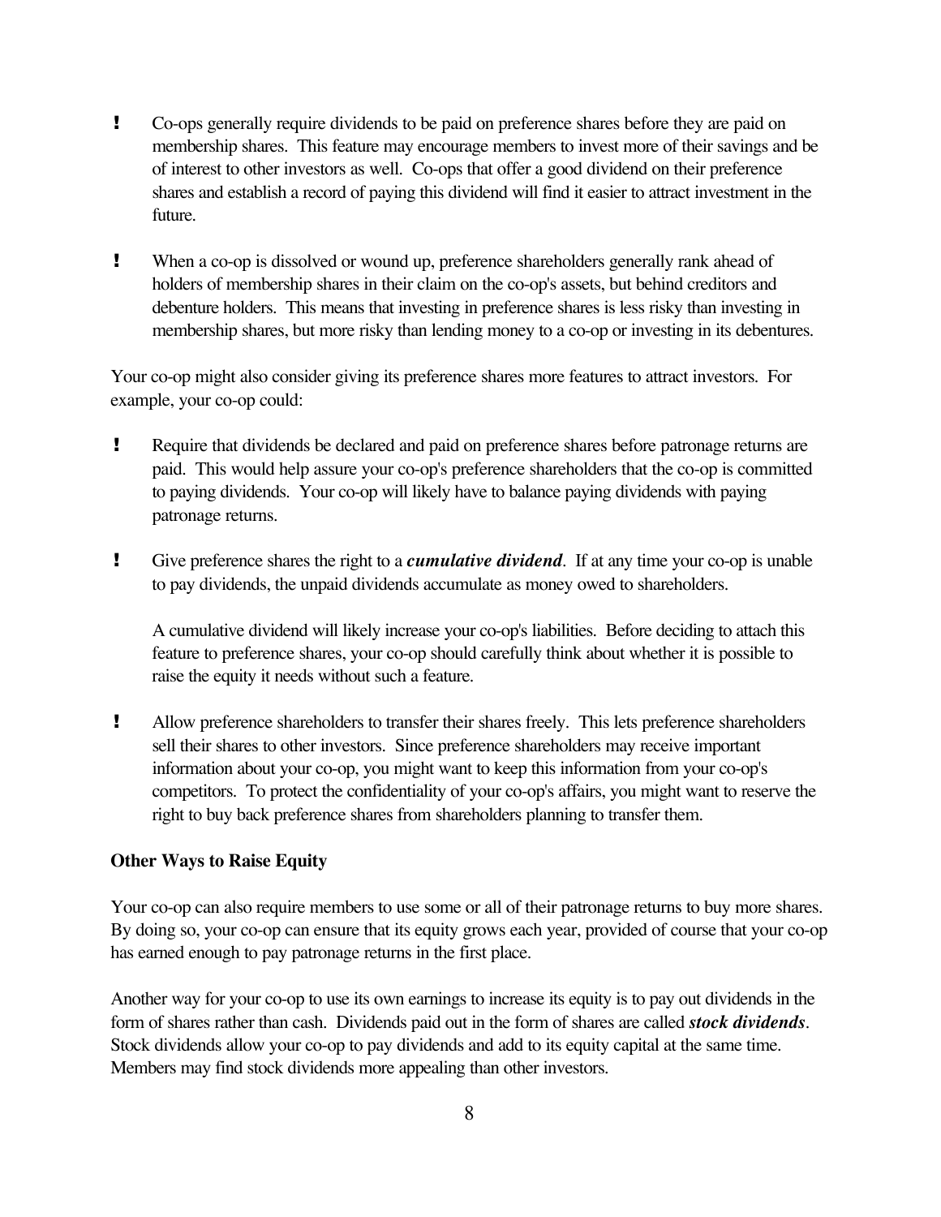- Co-ops generally require dividends to be paid on preference shares before they are paid on membership shares. This feature may encourage members to invest more of their savings and be of interest to other investors as well. Co-ops that offer a good dividend on their preference shares and establish a record of paying this dividend will find it easier to attract investment in the future.

- When a co-op is dissolved or wound up, preference shareholders generally rank ahead of holders of membership shares in their claim on the co-op's assets, but behind creditors and debenture holders. This means that investing in preference shares is less risky than investing in membership shares, but more risky than lending money to a co-op or investing in its debentures.

Your co-op might also consider giving its preference shares more features to attract investors. For example, your co-op could:

- Require that dividends be declared and paid on preference shares before patronage returns are paid. This would help assure your co-op's preference shareholders that the co-op is committed to paying dividends. Your co-op will likely have to balance paying dividends with paying patronage returns.

- Give preference shares the right to a ***cumulative dividend***. If at any time your co-op is unable to pay dividends, the unpaid dividends accumulate as money owed to shareholders.

  A cumulative dividend will likely increase your co-op's liabilities. Before deciding to attach this feature to preference shares, your co-op should carefully think about whether it is possible to raise the equity it needs without such a feature.

- Allow preference shareholders to transfer their shares freely. This lets preference shareholders sell their shares to other investors. Since preference shareholders may receive important information about your co-op, you might want to keep this information from your co-op's competitors. To protect the confidentiality of your co-op's affairs, you might want to reserve the right to buy back preference shares from shareholders planning to transfer them.

**Other Ways to Raise Equity**

Your co-op can also require members to use some or all of their patronage returns to buy more shares. By doing so, your co-op can ensure that its equity grows each year, provided of course that your co-op has earned enough to pay patronage returns in the first place.

Another way for your co-op to use its own earnings to increase its equity is to pay out dividends in the form of shares rather than cash. Dividends paid out in the form of shares are called ***stock dividends***. Stock dividends allow your co-op to pay dividends and add to its equity capital at the same time. Members may find stock dividends more appealing than other investors.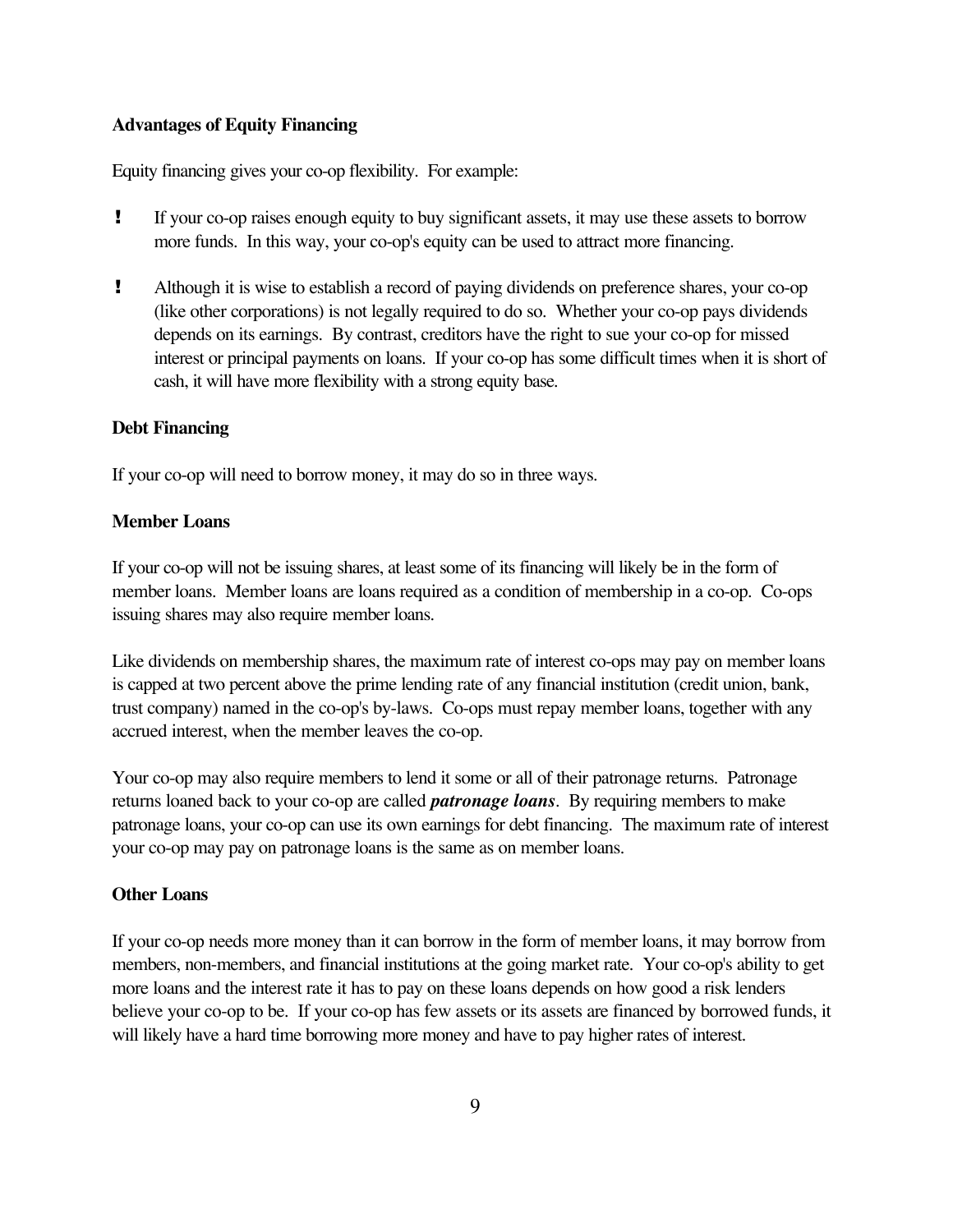**Advantages of Equity Financing**

Equity financing gives your co-op flexibility. For example:

- If your co-op raises enough equity to buy significant assets, it may use these assets to borrow more funds. In this way, your co-op's equity can be used to attract more financing.
- Although it is wise to establish a record of paying dividends on preference shares, your co-op (like other corporations) is not legally required to do so. Whether your co-op pays dividends depends on its earnings. By contrast, creditors have the right to sue your co-op for missed interest or principal payments on loans. If your co-op has some difficult times when it is short of cash, it will have more flexibility with a strong equity base.

**Debt Financing**

If your co-op will need to borrow money, it may do so in three ways.

**Member Loans**

If your co-op will not be issuing shares, at least some of its financing will likely be in the form of member loans. Member loans are loans required as a condition of membership in a co-op. Co-ops issuing shares may also require member loans.

Like dividends on membership shares, the maximum rate of interest co-ops may pay on member loans is capped at two percent above the prime lending rate of any financial institution (credit union, bank, trust company) named in the co-op's by-laws. Co-ops must repay member loans, together with any accrued interest, when the member leaves the co-op.

Your co-op may also require members to lend it some or all of their patronage returns. Patronage returns loaned back to your co-op are called ***patronage loans***. By requiring members to make patronage loans, your co-op can use its own earnings for debt financing. The maximum rate of interest your co-op may pay on patronage loans is the same as on member loans.

**Other Loans**

If your co-op needs more money than it can borrow in the form of member loans, it may borrow from members, non-members, and financial institutions at the going market rate. Your co-op's ability to get more loans and the interest rate it has to pay on these loans depends on how good a risk lenders believe your co-op to be. If your co-op has few assets or its assets are financed by borrowed funds, it will likely have a hard time borrowing more money and have to pay higher rates of interest.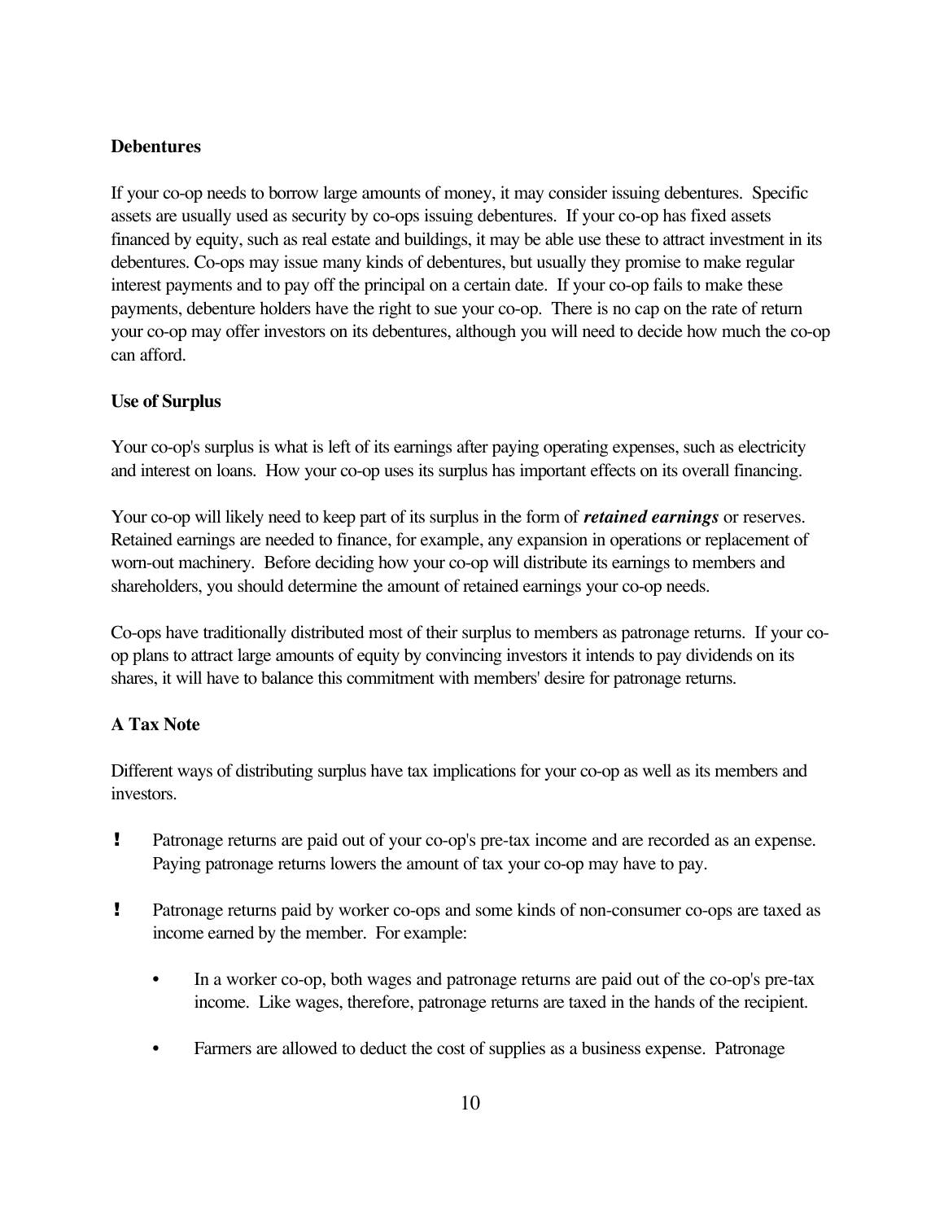**Debentures**

If your co-op needs to borrow large amounts of money, it may consider issuing debentures. Specific assets are usually used as security by co-ops issuing debentures. If your co-op has fixed assets financed by equity, such as real estate and buildings, it may be able use these to attract investment in its debentures. Co-ops may issue many kinds of debentures, but usually they promise to make regular interest payments and to pay off the principal on a certain date. If your co-op fails to make these payments, debenture holders have the right to sue your co-op. There is no cap on the rate of return your co-op may offer investors on its debentures, although you will need to decide how much the co-op can afford.

**Use of Surplus**

Your co-op's surplus is what is left of its earnings after paying operating expenses, such as electricity and interest on loans. How your co-op uses its surplus has important effects on its overall financing.

Your co-op will likely need to keep part of its surplus in the form of ***retained earnings*** or reserves. Retained earnings are needed to finance, for example, any expansion in operations or replacement of worn-out machinery. Before deciding how your co-op will distribute its earnings to members and shareholders, you should determine the amount of retained earnings your co-op needs.

Co-ops have traditionally distributed most of their surplus to members as patronage returns. If your co-op plans to attract large amounts of equity by convincing investors it intends to pay dividends on its shares, it will have to balance this commitment with members' desire for patronage returns.

**A Tax Note**

Different ways of distributing surplus have tax implications for your co-op as well as its members and investors.

- Patronage returns are paid out of your co-op's pre-tax income and are recorded as an expense. Paying patronage returns lowers the amount of tax your co-op may have to pay.
- Patronage returns paid by worker co-ops and some kinds of non-consumer co-ops are taxed as income earned by the member. For example:
  - In a worker co-op, both wages and patronage returns are paid out of the co-op's pre-tax income. Like wages, therefore, patronage returns are taxed in the hands of the recipient.
  - Farmers are allowed to deduct the cost of supplies as a business expense. Patronage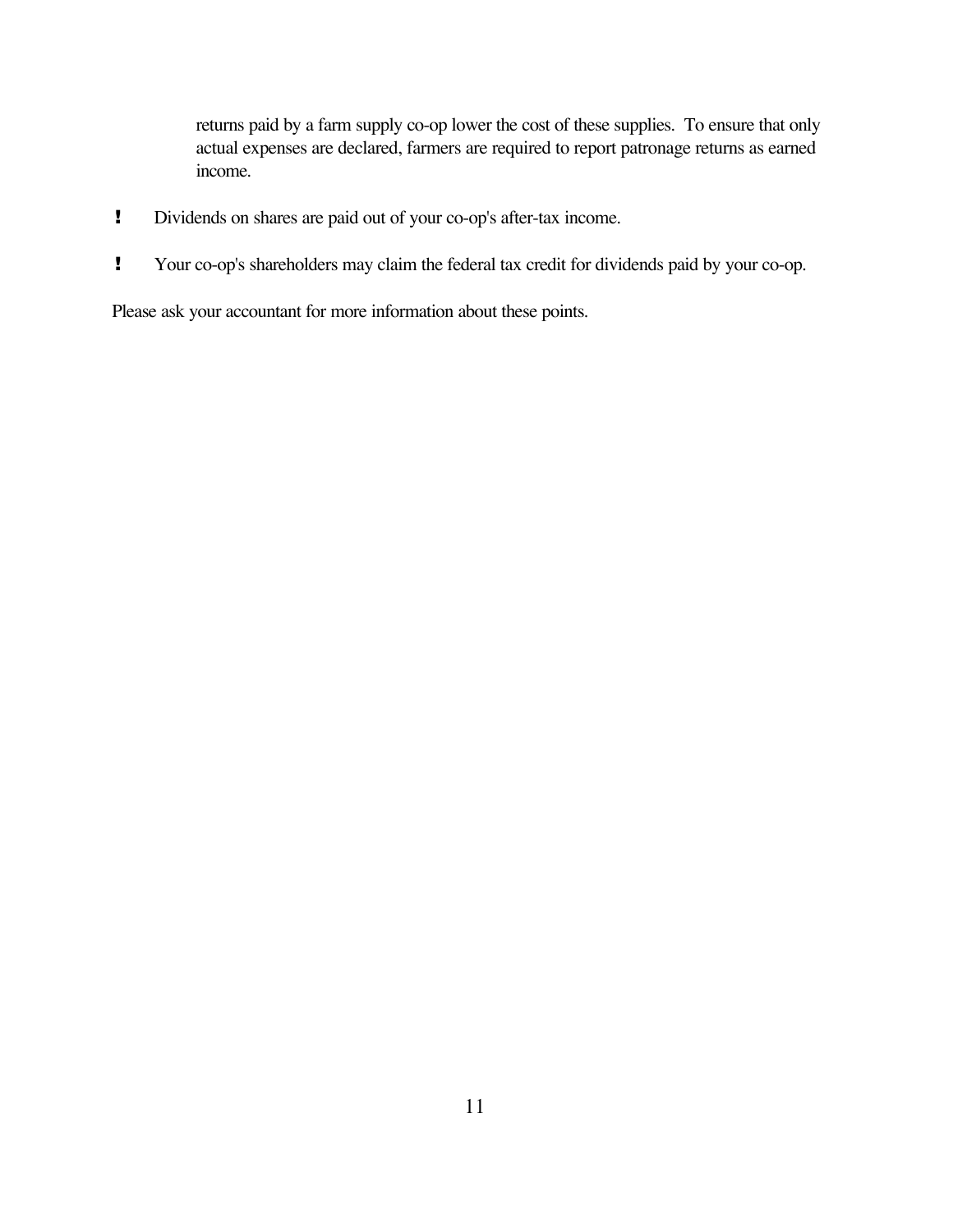returns paid by a farm supply co-op lower the cost of these supplies. To ensure that only actual expenses are declared, farmers are required to report patronage returns as earned income.

- Dividends on shares are paid out of your co-op's after-tax income.

- Your co-op's shareholders may claim the federal tax credit for dividends paid by your co-op.

Please ask your accountant for more information about these points.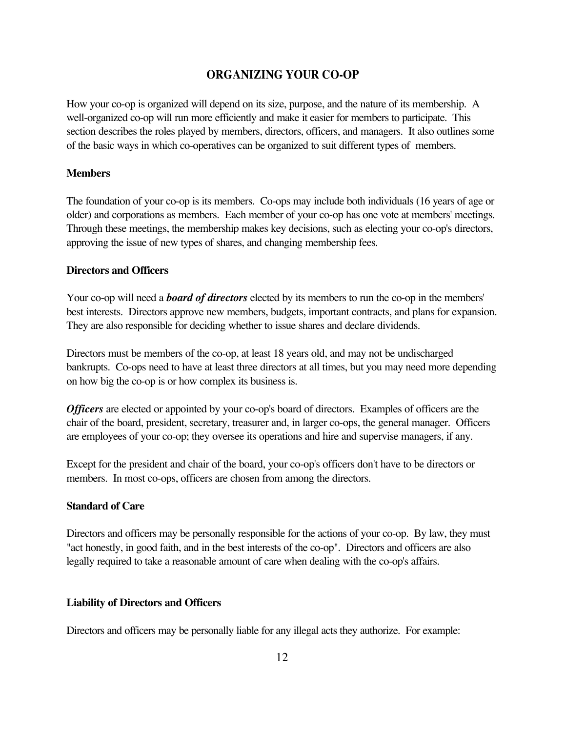# ORGANIZING YOUR CO-OP

How your co-op is organized will depend on its size, purpose, and the nature of its membership. A well-organized co-op will run more efficiently and make it easier for members to participate. This section describes the roles played by members, directors, officers, and managers. It also outlines some of the basic ways in which co-operatives can be organized to suit different types of members.

## Members

The foundation of your co-op is its members. Co-ops may include both individuals (16 years of age or older) and corporations as members. Each member of your co-op has one vote at members' meetings. Through these meetings, the membership makes key decisions, such as electing your co-op's directors, approving the issue of new types of shares, and changing membership fees.

## Directors and Officers

Your co-op will need a ***board of directors*** elected by its members to run the co-op in the members' best interests. Directors approve new members, budgets, important contracts, and plans for expansion. They are also responsible for deciding whether to issue shares and declare dividends.

Directors must be members of the co-op, at least 18 years old, and may not be undischarged bankrupts. Co-ops need to have at least three directors at all times, but you may need more depending on how big the co-op is or how complex its business is.

***Officers*** are elected or appointed by your co-op's board of directors. Examples of officers are the chair of the board, president, secretary, treasurer and, in larger co-ops, the general manager. Officers are employees of your co-op; they oversee its operations and hire and supervise managers, if any.

Except for the president and chair of the board, your co-op's officers don't have to be directors or members. In most co-ops, officers are chosen from among the directors.

## Standard of Care

Directors and officers may be personally responsible for the actions of your co-op. By law, they must "act honestly, in good faith, and in the best interests of the co-op". Directors and officers are also legally required to take a reasonable amount of care when dealing with the co-op's affairs.

## Liability of Directors and Officers

Directors and officers may be personally liable for any illegal acts they authorize. For example: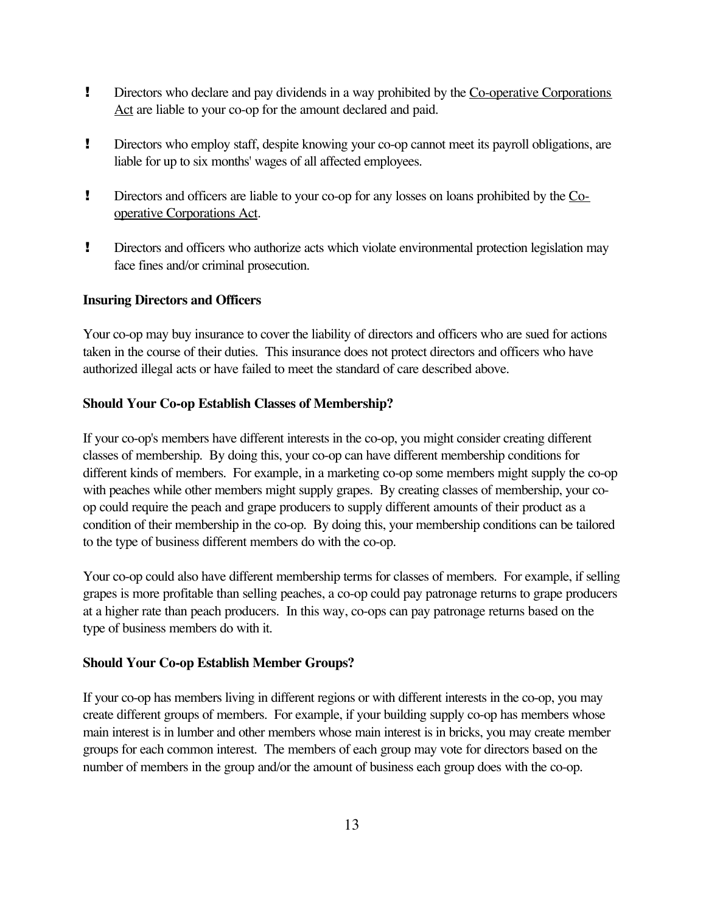- Directors who declare and pay dividends in a way prohibited by the Co-operative Corporations Act are liable to your co-op for the amount declared and paid.

- Directors who employ staff, despite knowing your co-op cannot meet its payroll obligations, are liable for up to six months' wages of all affected employees.

- Directors and officers are liable to your co-op for any losses on loans prohibited by the Co-operative Corporations Act.

- Directors and officers who authorize acts which violate environmental protection legislation may face fines and/or criminal prosecution.

**Insuring Directors and Officers**

Your co-op may buy insurance to cover the liability of directors and officers who are sued for actions taken in the course of their duties. This insurance does not protect directors and officers who have authorized illegal acts or have failed to meet the standard of care described above.

**Should Your Co-op Establish Classes of Membership?**

If your co-op's members have different interests in the co-op, you might consider creating different classes of membership. By doing this, your co-op can have different membership conditions for different kinds of members. For example, in a marketing co-op some members might supply the co-op with peaches while other members might supply grapes. By creating classes of membership, your co-op could require the peach and grape producers to supply different amounts of their product as a condition of their membership in the co-op. By doing this, your membership conditions can be tailored to the type of business different members do with the co-op.

Your co-op could also have different membership terms for classes of members. For example, if selling grapes is more profitable than selling peaches, a co-op could pay patronage returns to grape producers at a higher rate than peach producers. In this way, co-ops can pay patronage returns based on the type of business members do with it.

**Should Your Co-op Establish Member Groups?**

If your co-op has members living in different regions or with different interests in the co-op, you may create different groups of members. For example, if your building supply co-op has members whose main interest is in lumber and other members whose main interest is in bricks, you may create member groups for each common interest. The members of each group may vote for directors based on the number of members in the group and/or the amount of business each group does with the co-op.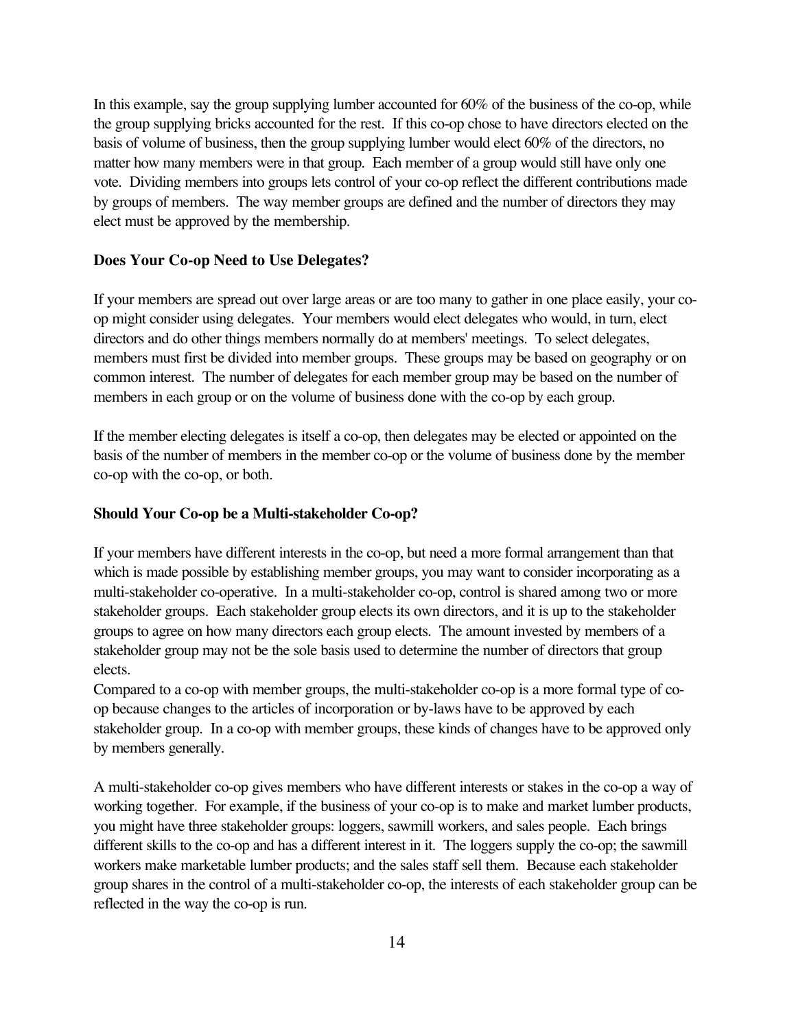In this example, say the group supplying lumber accounted for 60% of the business of the co-op, while the group supplying bricks accounted for the rest. If this co-op chose to have directors elected on the basis of volume of business, then the group supplying lumber would elect 60% of the directors, no matter how many members were in that group. Each member of a group would still have only one vote. Dividing members into groups lets control of your co-op reflect the different contributions made by groups of members. The way member groups are defined and the number of directors they may elect must be approved by the membership.

**Does Your Co-op Need to Use Delegates?**

If your members are spread out over large areas or are too many to gather in one place easily, your co-op might consider using delegates. Your members would elect delegates who would, in turn, elect directors and do other things members normally do at members' meetings. To select delegates, members must first be divided into member groups. These groups may be based on geography or on common interest. The number of delegates for each member group may be based on the number of members in each group or on the volume of business done with the co-op by each group.

If the member electing delegates is itself a co-op, then delegates may be elected or appointed on the basis of the number of members in the member co-op or the volume of business done by the member co-op with the co-op, or both.

**Should Your Co-op be a Multi-stakeholder Co-op?**

If your members have different interests in the co-op, but need a more formal arrangement than that which is made possible by establishing member groups, you may want to consider incorporating as a multi-stakeholder co-operative. In a multi-stakeholder co-op, control is shared among two or more stakeholder groups. Each stakeholder group elects its own directors, and it is up to the stakeholder groups to agree on how many directors each group elects. The amount invested by members of a stakeholder group may not be the sole basis used to determine the number of directors that group elects.

Compared to a co-op with member groups, the multi-stakeholder co-op is a more formal type of co-op because changes to the articles of incorporation or by-laws have to be approved by each stakeholder group. In a co-op with member groups, these kinds of changes have to be approved only by members generally.

A multi-stakeholder co-op gives members who have different interests or stakes in the co-op a way of working together. For example, if the business of your co-op is to make and market lumber products, you might have three stakeholder groups: loggers, sawmill workers, and sales people. Each brings different skills to the co-op and has a different interest in it. The loggers supply the co-op; the sawmill workers make marketable lumber products; and the sales staff sell them. Because each stakeholder group shares in the control of a multi-stakeholder co-op, the interests of each stakeholder group can be reflected in the way the co-op is run.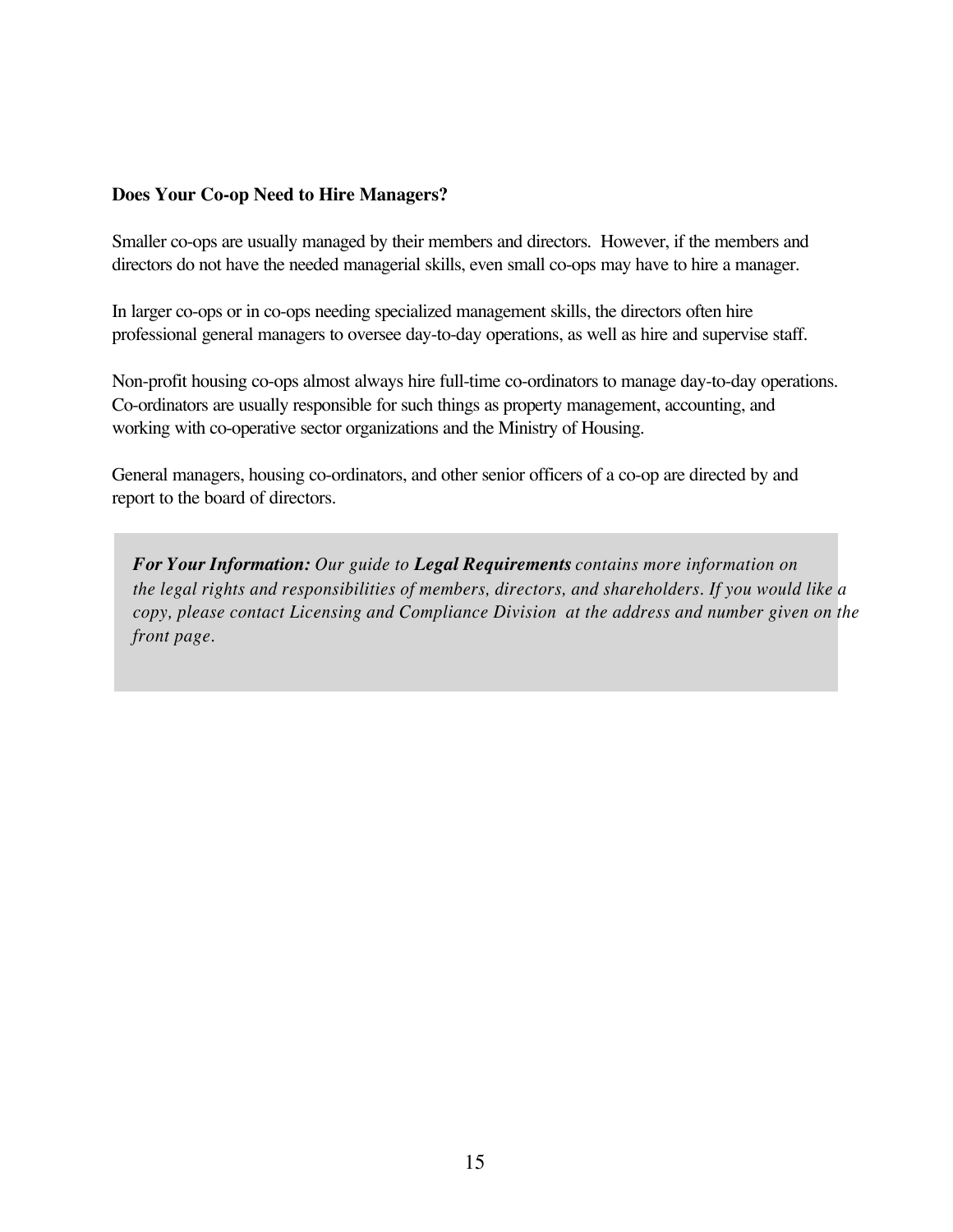### Does Your Co-op Need to Hire Managers?

Smaller co-ops are usually managed by their members and directors. However, if the members and directors do not have the needed managerial skills, even small co-ops may have to hire a manager.

In larger co-ops or in co-ops needing specialized management skills, the directors often hire professional general managers to oversee day-to-day operations, as well as hire and supervise staff.

Non-profit housing co-ops almost always hire full-time co-ordinators to manage day-to-day operations. Co-ordinators are usually responsible for such things as property management, accounting, and working with co-operative sector organizations and the Ministry of Housing.

General managers, housing co-ordinators, and other senior officers of a co-op are directed by and report to the board of directors.

> ***For Your Information:*** *Our guide to* ***Legal Requirements*** *contains more information on the legal rights and responsibilities of members, directors, and shareholders. If you would like a copy, please contact Licensing and Compliance Division at the address and number given on the front page.*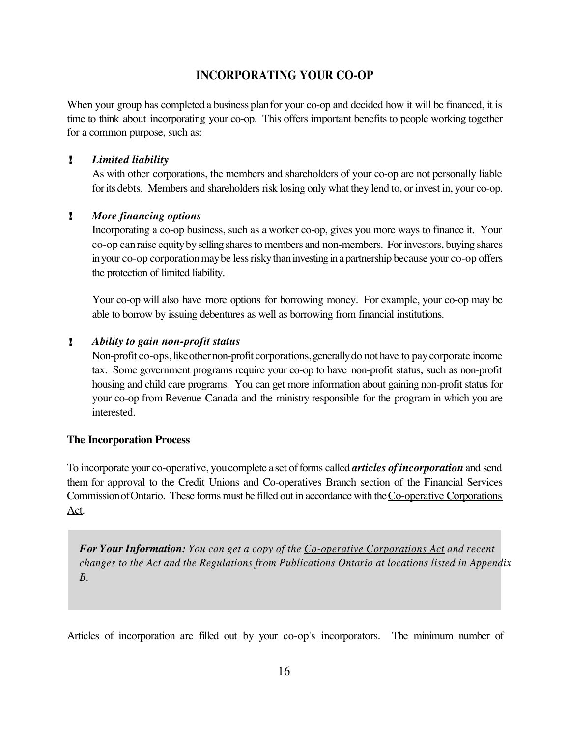## INCORPORATING YOUR CO-OP

When your group has completed a business plan for your co-op and decided how it will be financed, it is time to think about incorporating your co-op. This offers important benefits to people working together for a common purpose, such as:

- ***Limited liability***
  As with other corporations, the members and shareholders of your co-op are not personally liable for its debts. Members and shareholders risk losing only what they lend to, or invest in, your co-op.

- ***More financing options***
  Incorporating a co-op business, such as a worker co-op, gives you more ways to finance it. Your co-op can raise equity by selling shares to members and non-members. For investors, buying shares in your co-op corporation may be less risky than investing in a partnership because your co-op offers the protection of limited liability.

  Your co-op will also have more options for borrowing money. For example, your co-op may be able to borrow by issuing debentures as well as borrowing from financial institutions.

- ***Ability to gain non-profit status***
  Non-profit co-ops, like other non-profit corporations, generally do not have to pay corporate income tax. Some government programs require your co-op to have non-profit status, such as non-profit housing and child care programs. You can get more information about gaining non-profit status for your co-op from Revenue Canada and the ministry responsible for the program in which you are interested.

### The Incorporation Process

To incorporate your co-operative, you complete a set of forms called ***articles of incorporation*** and send them for approval to the Credit Unions and Co-operatives Branch section of the Financial Services Commission of Ontario. These forms must be filled out in accordance with the Co-operative Corporations Act.

> ***For Your Information:*** *You can get a copy of the Co-operative Corporations Act and recent changes to the Act and the Regulations from Publications Ontario at locations listed in Appendix B.*

Articles of incorporation are filled out by your co-op's incorporators. The minimum number of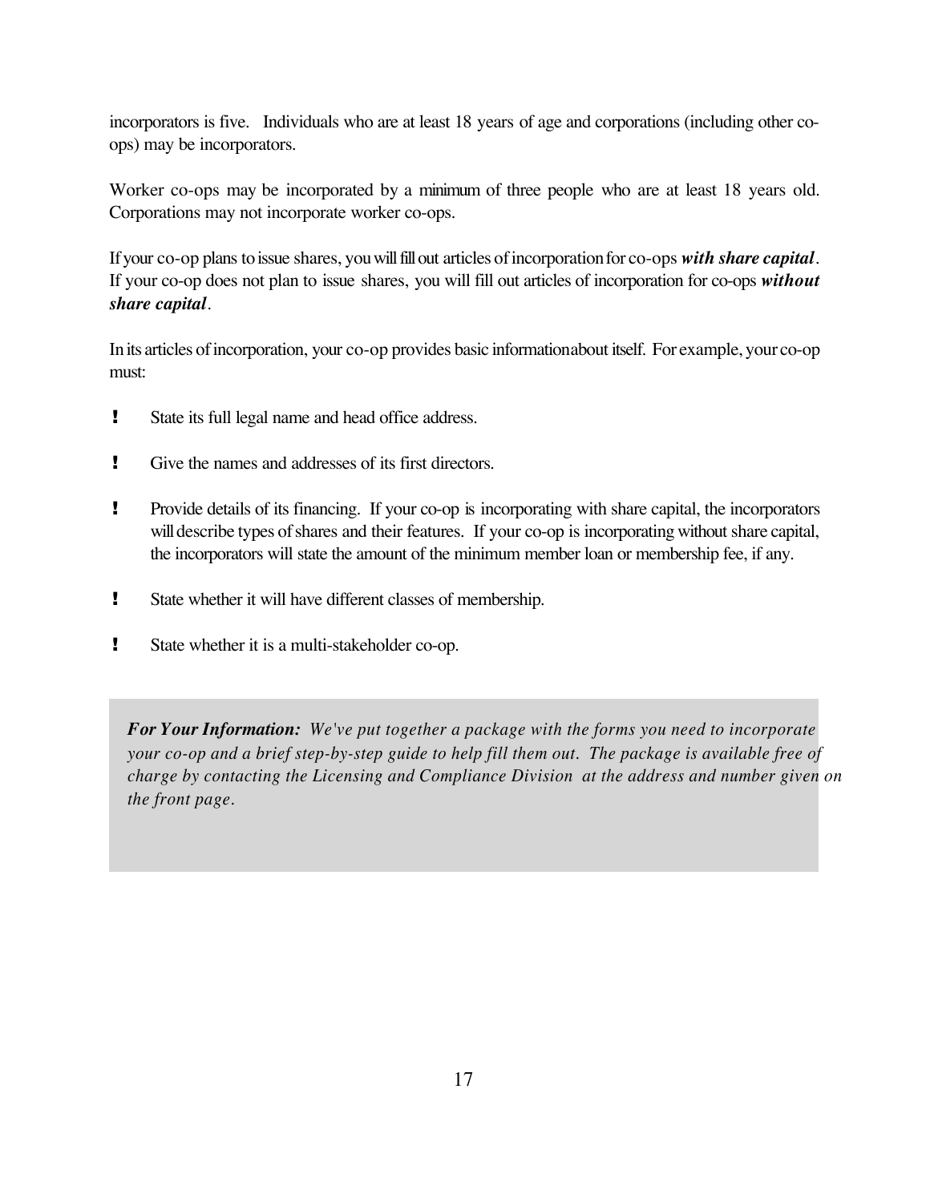incorporators is five. Individuals who are at least 18 years of age and corporations (including other co-ops) may be incorporators.

Worker co-ops may be incorporated by a minimum of three people who are at least 18 years old. Corporations may not incorporate worker co-ops.

If your co-op plans to issue shares, you will fill out articles of incorporation for co-ops ***with share capital***. If your co-op does not plan to issue shares, you will fill out articles of incorporation for co-ops ***without share capital***.

In its articles of incorporation, your co-op provides basic information about itself. For example, your co-op must:

- State its full legal name and head office address.
- Give the names and addresses of its first directors.
- Provide details of its financing. If your co-op is incorporating with share capital, the incorporators will describe types of shares and their features. If your co-op is incorporating without share capital, the incorporators will state the amount of the minimum member loan or membership fee, if any.
- State whether it will have different classes of membership.
- State whether it is a multi-stakeholder co-op.

> ***For Your Information:*** *We've put together a package with the forms you need to incorporate your co-op and a brief step-by-step guide to help fill them out. The package is available free of charge by contacting the Licensing and Compliance Division at the address and number given on the front page.*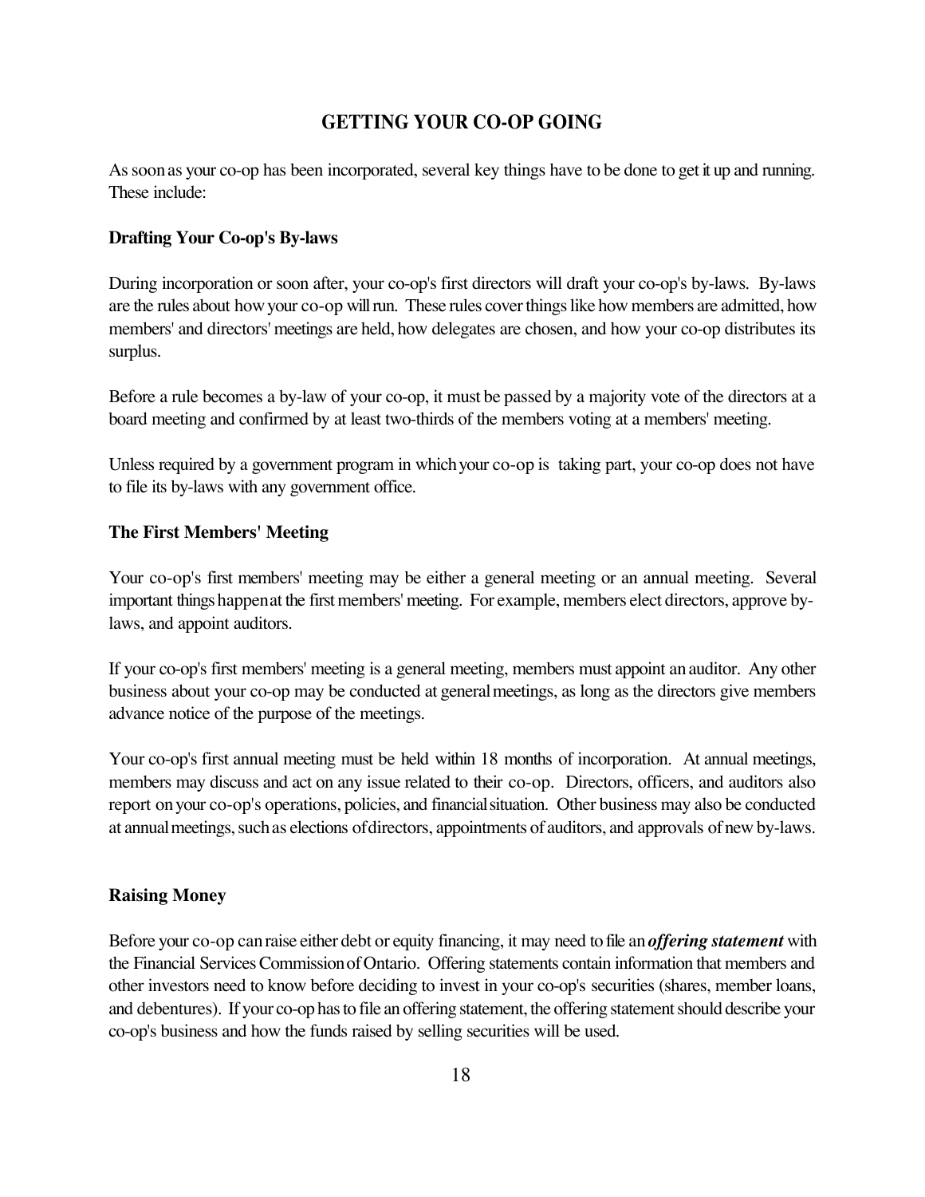## GETTING YOUR CO-OP GOING

As soon as your co-op has been incorporated, several key things have to be done to get it up and running. These include:

### Drafting Your Co-op's By-laws

During incorporation or soon after, your co-op's first directors will draft your co-op's by-laws. By-laws are the rules about how your co-op will run. These rules cover things like how members are admitted, how members' and directors' meetings are held, how delegates are chosen, and how your co-op distributes its surplus.

Before a rule becomes a by-law of your co-op, it must be passed by a majority vote of the directors at a board meeting and confirmed by at least two-thirds of the members voting at a members' meeting.

Unless required by a government program in which your co-op is taking part, your co-op does not have to file its by-laws with any government office.

### The First Members' Meeting

Your co-op's first members' meeting may be either a general meeting or an annual meeting. Several important things happen at the first members' meeting. For example, members elect directors, approve by-laws, and appoint auditors.

If your co-op's first members' meeting is a general meeting, members must appoint an auditor. Any other business about your co-op may be conducted at general meetings, as long as the directors give members advance notice of the purpose of the meetings.

Your co-op's first annual meeting must be held within 18 months of incorporation. At annual meetings, members may discuss and act on any issue related to their co-op. Directors, officers, and auditors also report on your co-op's operations, policies, and financial situation. Other business may also be conducted at annual meetings, such as elections of directors, appointments of auditors, and approvals of new by-laws.

### Raising Money

Before your co-op can raise either debt or equity financing, it may need to file an ***offering statement*** with the Financial Services Commission of Ontario. Offering statements contain information that members and other investors need to know before deciding to invest in your co-op's securities (shares, member loans, and debentures). If your co-op has to file an offering statement, the offering statement should describe your co-op's business and how the funds raised by selling securities will be used.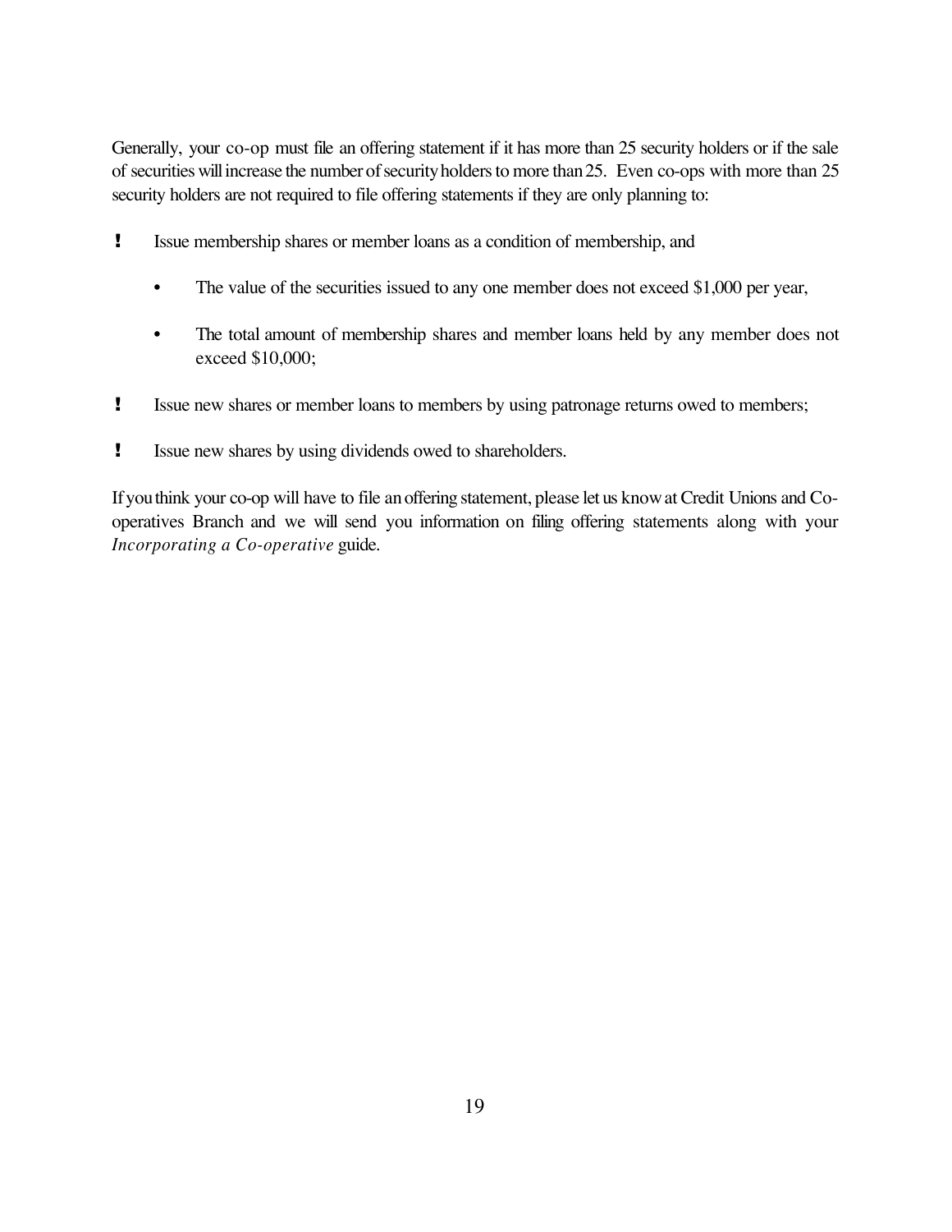Generally, your co-op must file an offering statement if it has more than 25 security holders or if the sale of securities will increase the number of security holders to more than 25. Even co-ops with more than 25 security holders are not required to file offering statements if they are only planning to:

- Issue membership shares or member loans as a condition of membership, and
  - The value of the securities issued to any one member does not exceed $1,000 per year,
  - The total amount of membership shares and member loans held by any member does not exceed $10,000;
- Issue new shares or member loans to members by using patronage returns owed to members;
- Issue new shares by using dividends owed to shareholders.

If you think your co-op will have to file an offering statement, please let us know at Credit Unions and Co-operatives Branch and we will send you information on filing offering statements along with your *Incorporating a Co-operative* guide.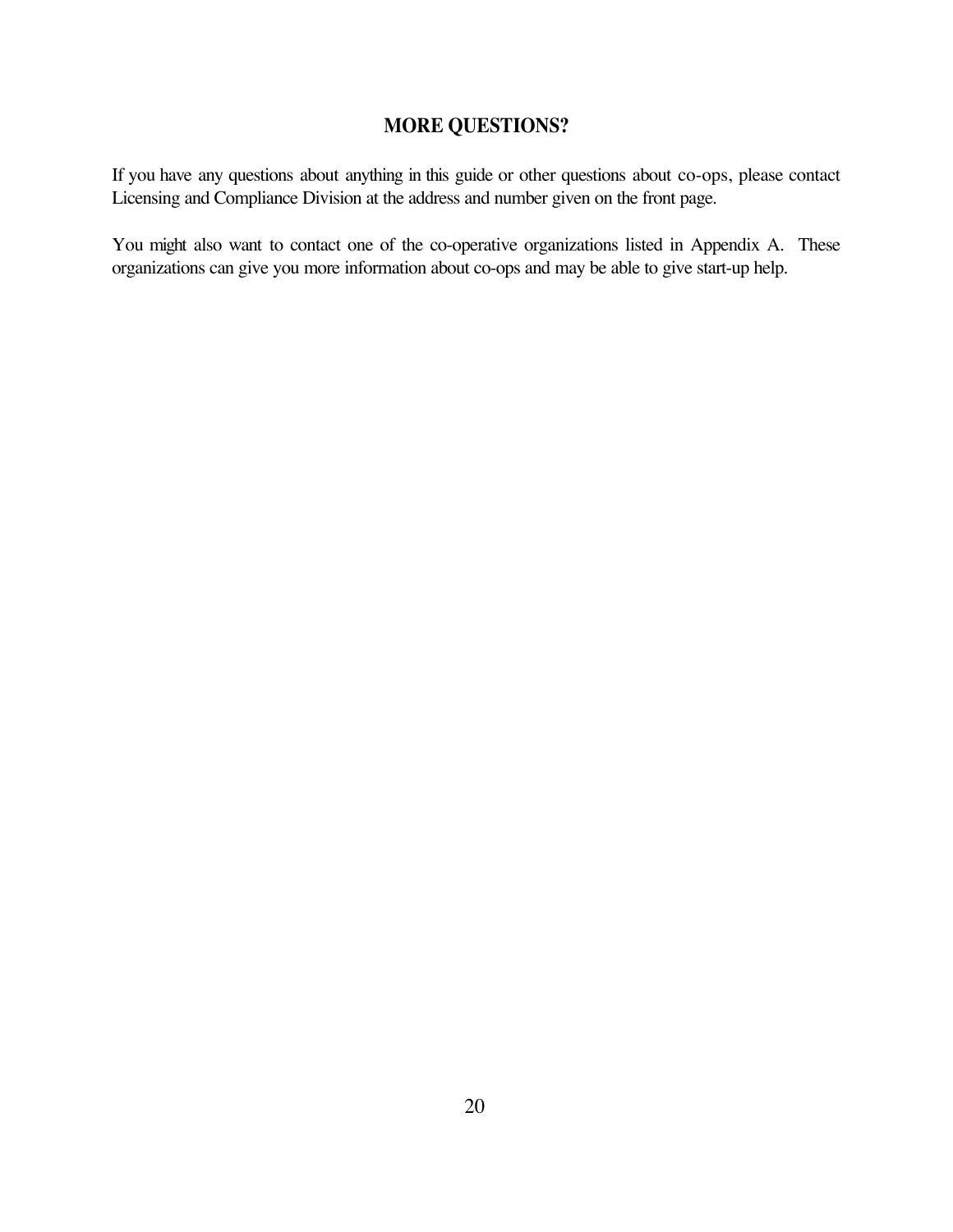## MORE QUESTIONS?

If you have any questions about anything in this guide or other questions about co-ops, please contact Licensing and Compliance Division at the address and number given on the front page.

You might also want to contact one of the co-operative organizations listed in Appendix A. These organizations can give you more information about co-ops and may be able to give start-up help.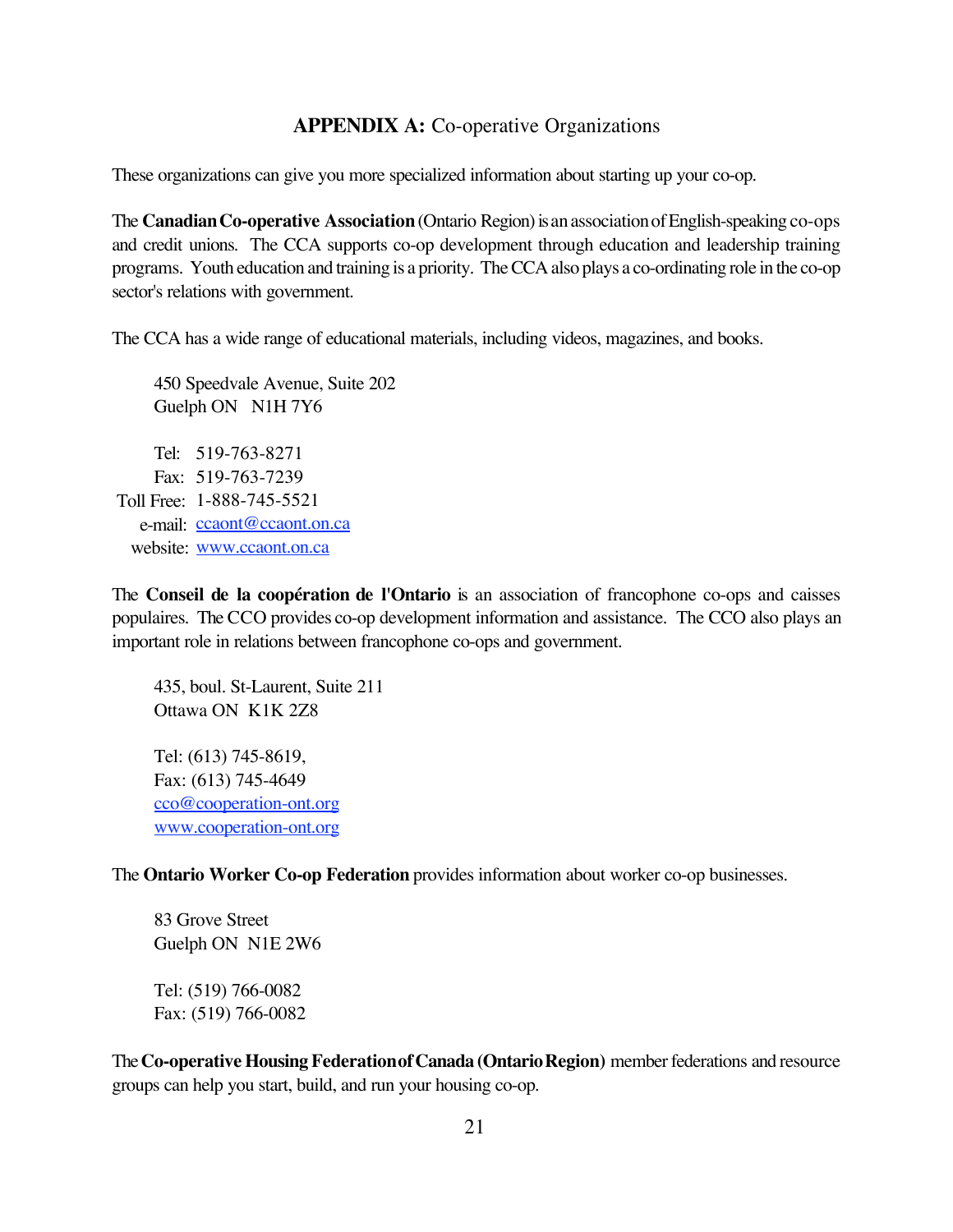## APPENDIX A: Co-operative Organizations

These organizations can give you more specialized information about starting up your co-op.

The **Canadian Co-operative Association** (Ontario Region) is an association of English-speaking co-ops and credit unions. The CCA supports co-op development through education and leadership training programs. Youth education and training is a priority. The CCA also plays a co-ordinating role in the co-op sector's relations with government.

The CCA has a wide range of educational materials, including videos, magazines, and books.

450 Speedvale Avenue, Suite 202
Guelph ON N1H 7Y6

Tel: 519-763-8271
Fax: 519-763-7239
Toll Free: 1-888-745-5521
e-mail: ccaont@ccaont.on.ca
website: www.ccaont.on.ca

The **Conseil de la coopération de l'Ontario** is an association of francophone co-ops and caisses populaires. The CCO provides co-op development information and assistance. The CCO also plays an important role in relations between francophone co-ops and government.

435, boul. St-Laurent, Suite 211
Ottawa ON K1K 2Z8

Tel: (613) 745-8619,
Fax: (613) 745-4649
cco@cooperation-ont.org
www.cooperation-ont.org

The **Ontario Worker Co-op Federation** provides information about worker co-op businesses.

83 Grove Street
Guelph ON N1E 2W6

Tel: (519) 766-0082
Fax: (519) 766-0082

The **Co-operative Housing Federation of Canada (Ontario Region)** member federations and resource groups can help you start, build, and run your housing co-op.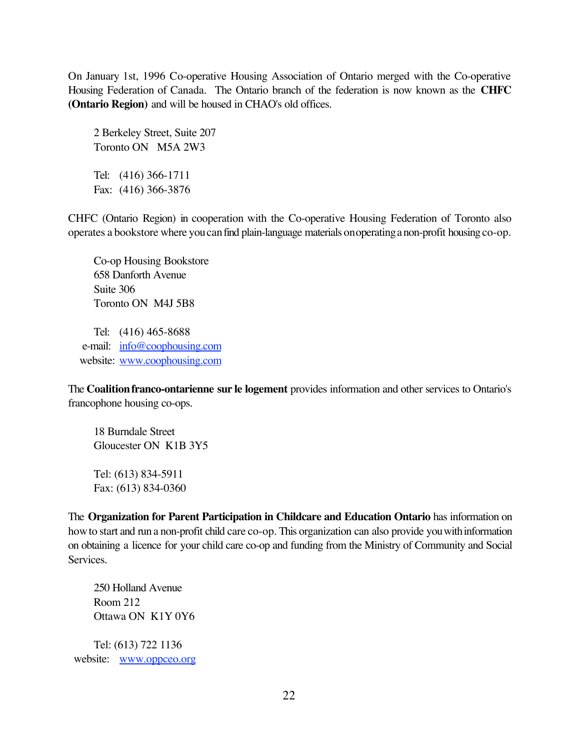On January 1st, 1996 Co-operative Housing Association of Ontario merged with the Co-operative Housing Federation of Canada. The Ontario branch of the federation is now known as the **CHFC (Ontario Region)** and will be housed in CHAO's old offices.

2 Berkeley Street, Suite 207
Toronto ON M5A 2W3

Tel: (416) 366-1711
Fax: (416) 366-3876

CHFC (Ontario Region) in cooperation with the Co-operative Housing Federation of Toronto also operates a bookstore where you can find plain-language materials on operating a non-profit housing co-op.

Co-op Housing Bookstore
658 Danforth Avenue
Suite 306
Toronto ON M4J 5B8

Tel: (416) 465-8688
e-mail: info@coophousing.com
website: www.coophousing.com

The **Coalition franco-ontarienne sur le logement** provides information and other services to Ontario's francophone housing co-ops.

18 Burndale Street
Gloucester ON K1B 3Y5

Tel: (613) 834-5911
Fax: (613) 834-0360

The **Organization for Parent Participation in Childcare and Education Ontario** has information on how to start and run a non-profit child care co-op. This organization can also provide you with information on obtaining a licence for your child care co-op and funding from the Ministry of Community and Social Services.

250 Holland Avenue
Room 212
Ottawa ON K1Y 0Y6

Tel: (613) 722 1136
website: www.oppceo.org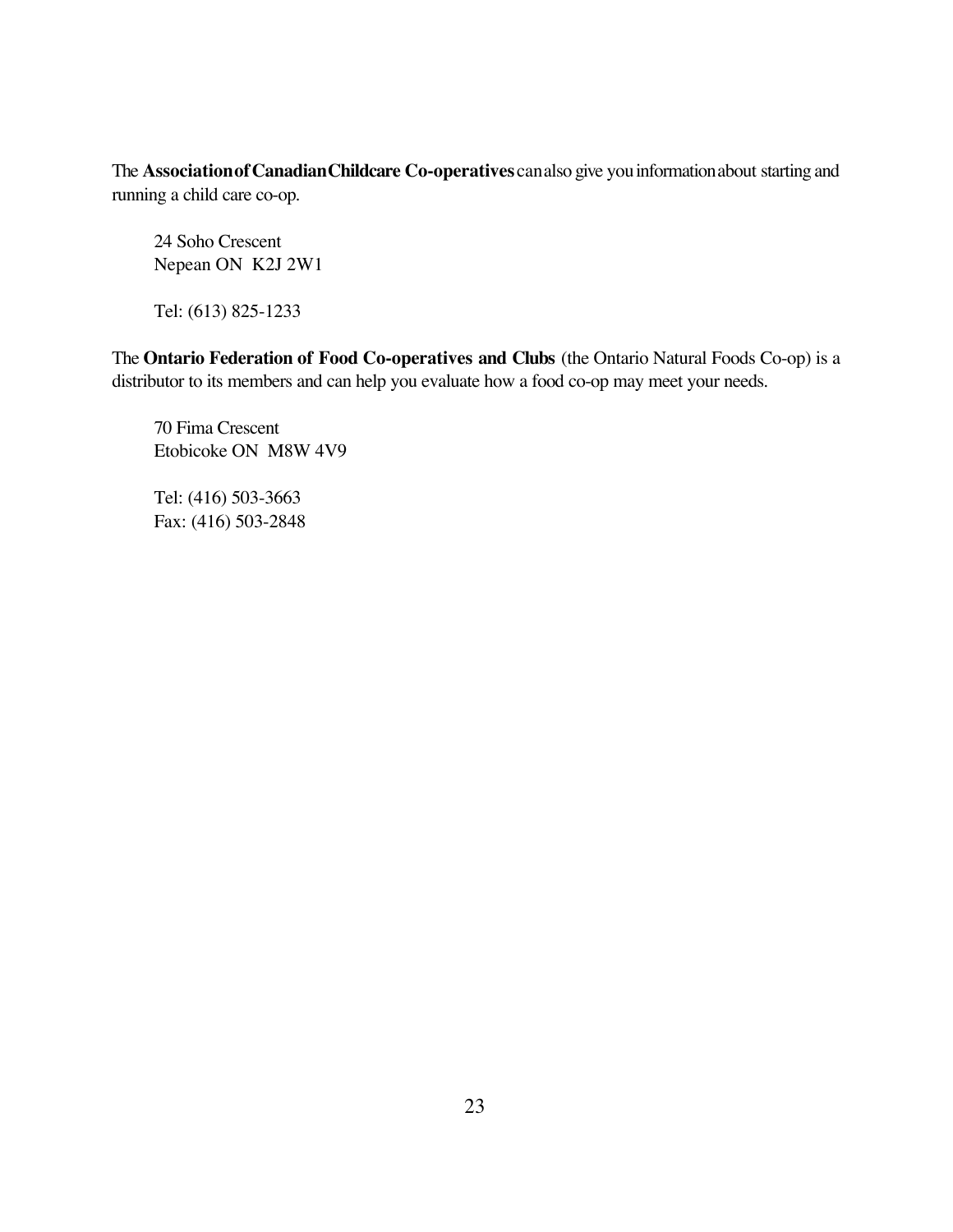The **Association of Canadian Childcare Co-operatives** can also give you information about starting and running a child care co-op.

24 Soho Crescent  
Nepean ON  K2J 2W1

Tel: (613) 825-1233

The **Ontario Federation of Food Co-operatives and Clubs** (the Ontario Natural Foods Co-op) is a distributor to its members and can help you evaluate how a food co-op may meet your needs.

70 Fima Crescent  
Etobicoke ON  M8W 4V9

Tel: (416) 503-3663  
Fax: (416) 503-2848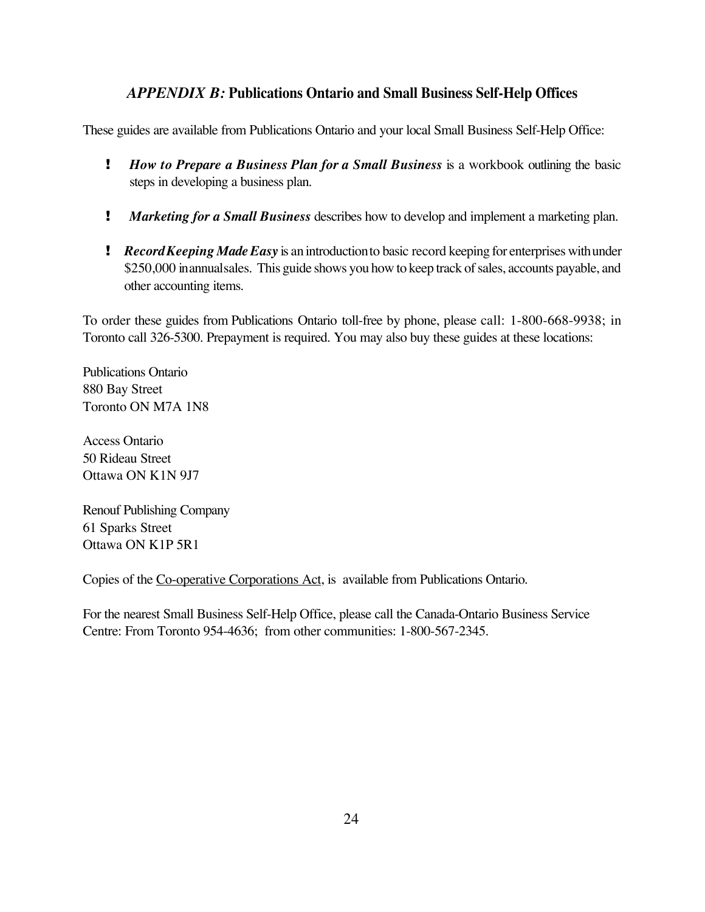## *APPENDIX B:* Publications Ontario and Small Business Self-Help Offices

These guides are available from Publications Ontario and your local Small Business Self-Help Office:

- ***How to Prepare a Business Plan for a Small Business*** is a workbook outlining the basic steps in developing a business plan.
- ***Marketing for a Small Business*** describes how to develop and implement a marketing plan.
- ***Record Keeping Made Easy*** is an introduction to basic record keeping for enterprises with under $250,000 in annual sales. This guide shows you how to keep track of sales, accounts payable, and other accounting items.

To order these guides from Publications Ontario toll-free by phone, please call: 1-800-668-9938; in Toronto call 326-5300. Prepayment is required. You may also buy these guides at these locations:

Publications Ontario
880 Bay Street
Toronto ON M7A 1N8

Access Ontario
50 Rideau Street
Ottawa ON K1N 9J7

Renouf Publishing Company
61 Sparks Street
Ottawa ON K1P 5R1

Copies of the <u>Co-operative Corporations Act</u>, is available from Publications Ontario.

For the nearest Small Business Self-Help Office, please call the Canada-Ontario Business Service Centre: From Toronto 954-4636; from other communities: 1-800-567-2345.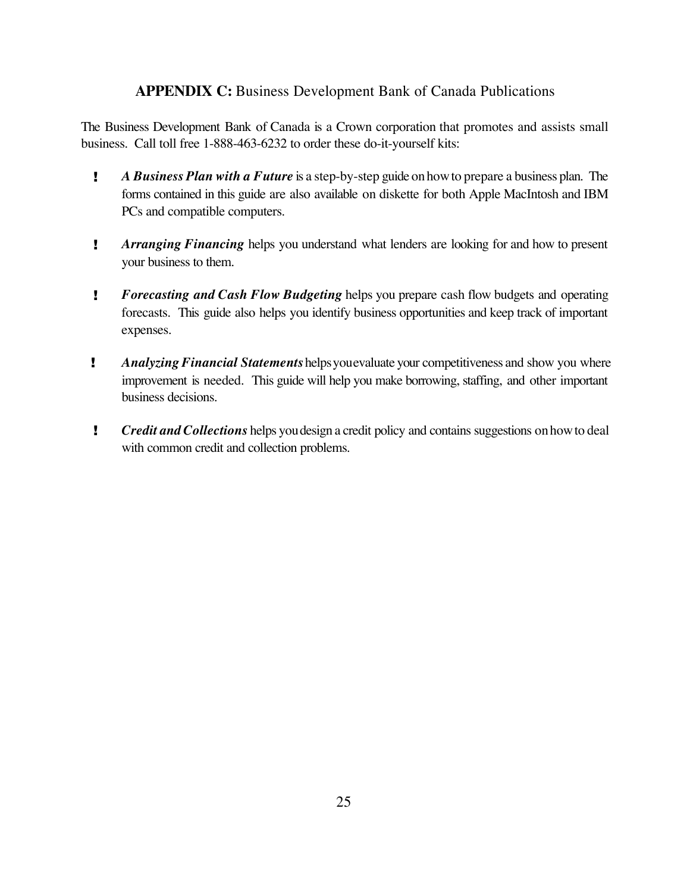## **APPENDIX C:** Business Development Bank of Canada Publications

The Business Development Bank of Canada is a Crown corporation that promotes and assists small business. Call toll free 1-888-463-6232 to order these do-it-yourself kits:

- ***A Business Plan with a Future*** is a step-by-step guide on how to prepare a business plan. The forms contained in this guide are also available on diskette for both Apple MacIntosh and IBM PCs and compatible computers.

- ***Arranging Financing*** helps you understand what lenders are looking for and how to present your business to them.

- ***Forecasting and Cash Flow Budgeting*** helps you prepare cash flow budgets and operating forecasts. This guide also helps you identify business opportunities and keep track of important expenses.

- ***Analyzing Financial Statements*** helps you evaluate your competitiveness and show you where improvement is needed. This guide will help you make borrowing, staffing, and other important business decisions.

- ***Credit and Collections*** helps you design a credit policy and contains suggestions on how to deal with common credit and collection problems.